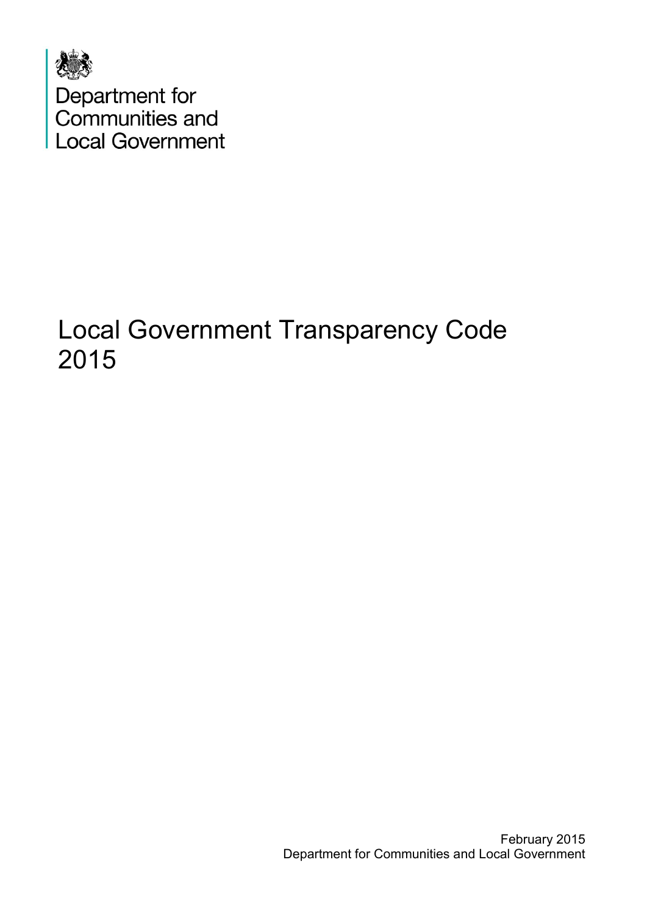Department for
Communities and
Local Government

# Local Government Transparency Code 2015

February 2015
Department for Communities and Local Government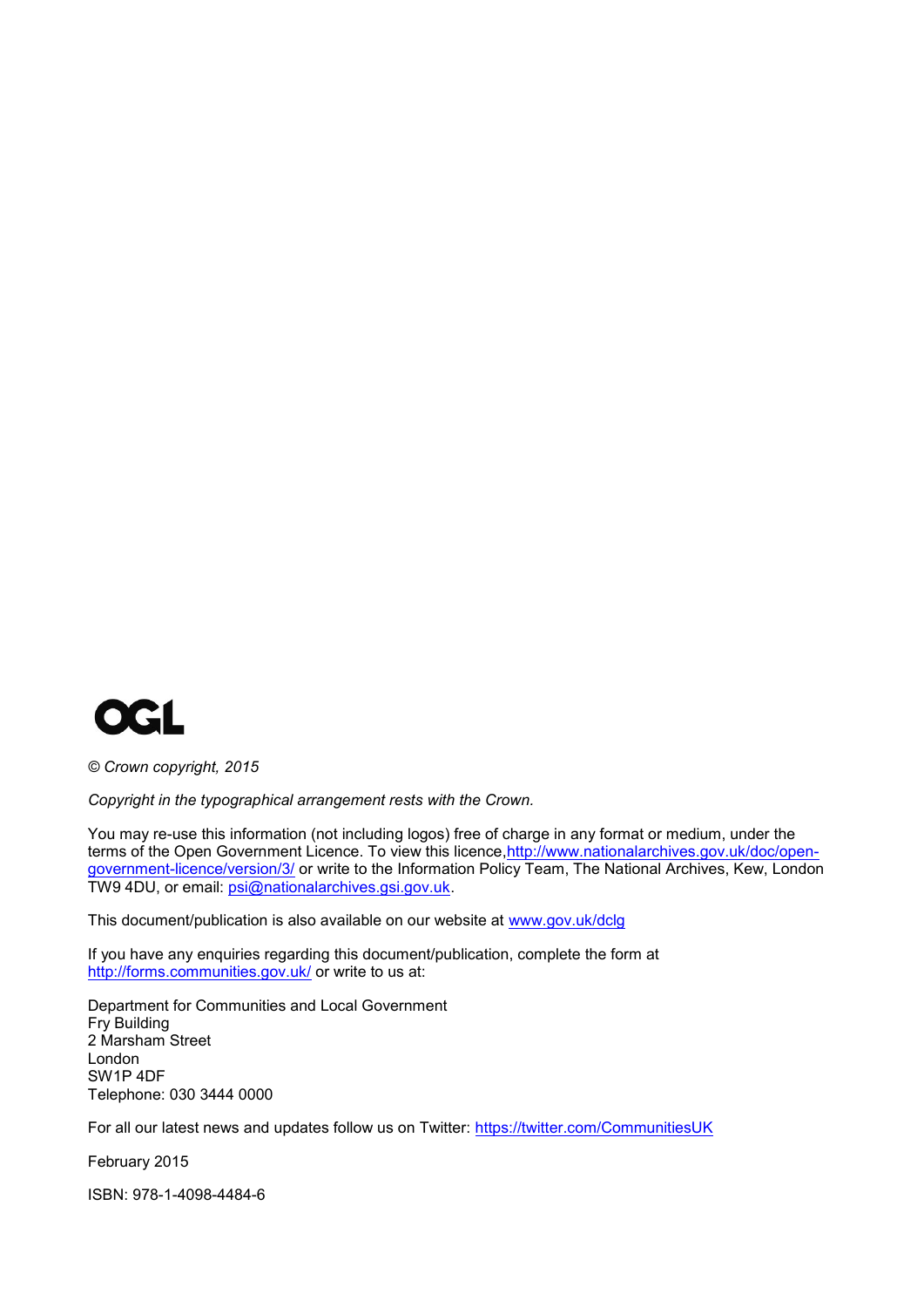OGL

*© Crown copyright, 2015*

*Copyright in the typographical arrangement rests with the Crown.*

You may re-use this information (not including logos) free of charge in any format or medium, under the terms of the Open Government Licence. To view this licence,http://www.nationalarchives.gov.uk/doc/open-government-licence/version/3/ or write to the Information Policy Team, The National Archives, Kew, London TW9 4DU, or email: psi@nationalarchives.gsi.gov.uk.

This document/publication is also available on our website at www.gov.uk/dclg

If you have any enquiries regarding this document/publication, complete the form at http://forms.communities.gov.uk/ or write to us at:

Department for Communities and Local Government
Fry Building
2 Marsham Street
London
SW1P 4DF
Telephone: 030 3444 0000

For all our latest news and updates follow us on Twitter: https://twitter.com/CommunitiesUK

February 2015

ISBN: 978-1-4098-4484-6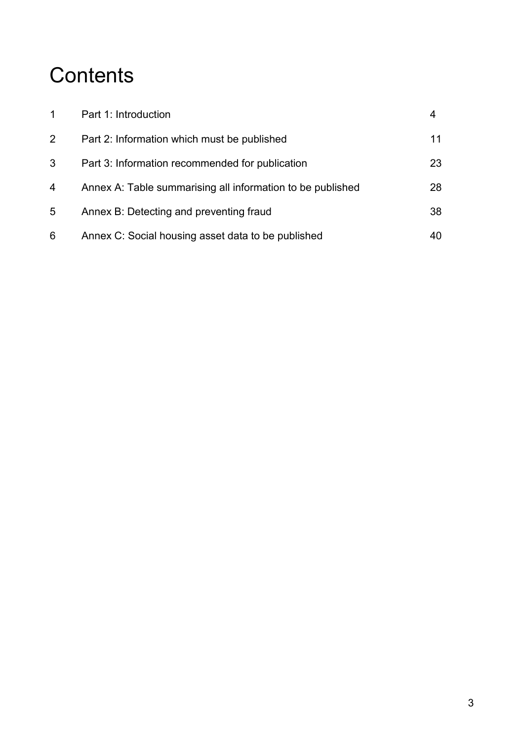# Contents

| | | |
|---|---|---|
| 1 | Part 1: Introduction | 4 |
| 2 | Part 2: Information which must be published | 11 |
| 3 | Part 3: Information recommended for publication | 23 |
| 4 | Annex A: Table summarising all information to be published | 28 |
| 5 | Annex B: Detecting and preventing fraud | 38 |
| 6 | Annex C: Social housing asset data to be published | 40 |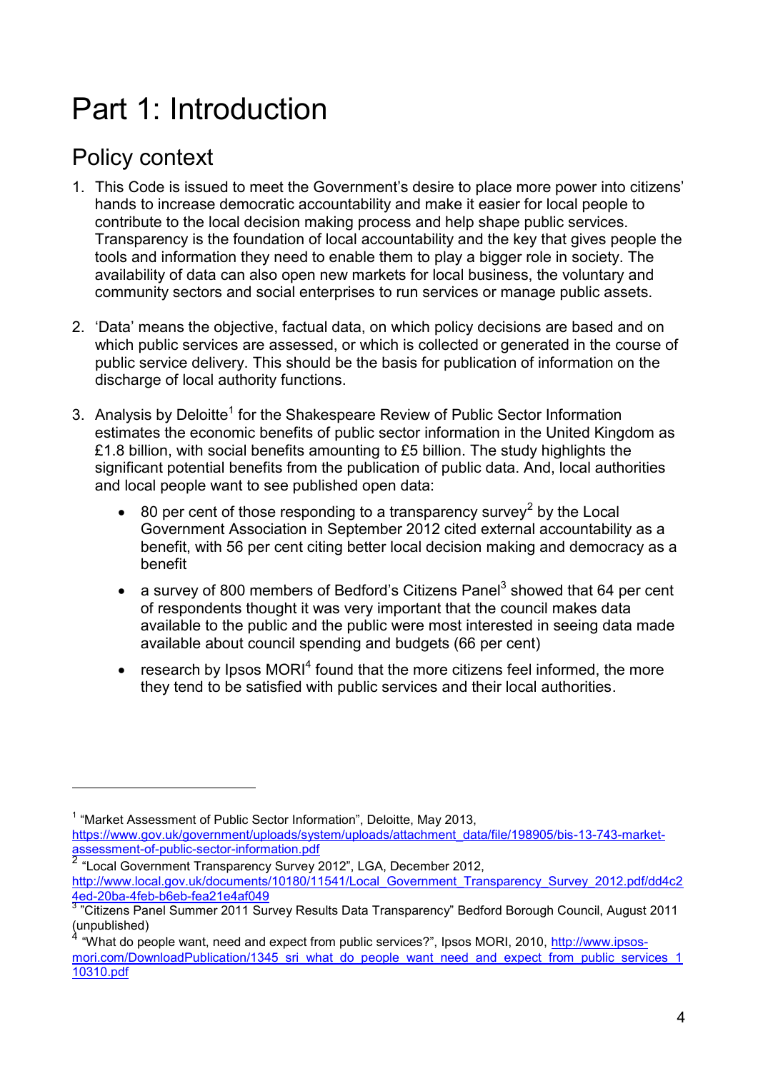# Part 1: Introduction

## Policy context

1. This Code is issued to meet the Government's desire to place more power into citizens' hands to increase democratic accountability and make it easier for local people to contribute to the local decision making process and help shape public services. Transparency is the foundation of local accountability and the key that gives people the tools and information they need to enable them to play a bigger role in society. The availability of data can also open new markets for local business, the voluntary and community sectors and social enterprises to run services or manage public assets.

2. 'Data' means the objective, factual data, on which policy decisions are based and on which public services are assessed, or which is collected or generated in the course of public service delivery. This should be the basis for publication of information on the discharge of local authority functions.

3. Analysis by Deloitte[1] for the Shakespeare Review of Public Sector Information estimates the economic benefits of public sector information in the United Kingdom as £1.8 billion, with social benefits amounting to £5 billion. The study highlights the significant potential benefits from the publication of public data. And, local authorities and local people want to see published open data:

   - 80 per cent of those responding to a transparency survey[2] by the Local Government Association in September 2012 cited external accountability as a benefit, with 56 per cent citing better local decision making and democracy as a benefit
   - a survey of 800 members of Bedford's Citizens Panel[3] showed that 64 per cent of respondents thought it was very important that the council makes data available to the public and the public were most interested in seeing data made available about council spending and budgets (66 per cent)
   - research by Ipsos MORI[4] found that the more citizens feel informed, the more they tend to be satisfied with public services and their local authorities.

---

[1] "Market Assessment of Public Sector Information", Deloitte, May 2013, https://www.gov.uk/government/uploads/system/uploads/attachment_data/file/198905/bis-13-743-market-assessment-of-public-sector-information.pdf

[2] "Local Government Transparency Survey 2012", LGA, December 2012, http://www.local.gov.uk/documents/10180/11541/Local_Government_Transparency_Survey_2012.pdf/dd4c24ed-20ba-4feb-b6eb-fea21e4af049

[3] "Citizens Panel Summer 2011 Survey Results Data Transparency" Bedford Borough Council, August 2011 (unpublished)

[4] "What do people want, need and expect from public services?", Ipsos MORI, 2010, http://www.ipsos-mori.com/DownloadPublication/1345_sri_what_do_people_want_need_and_expect_from_public_services_110310.pdf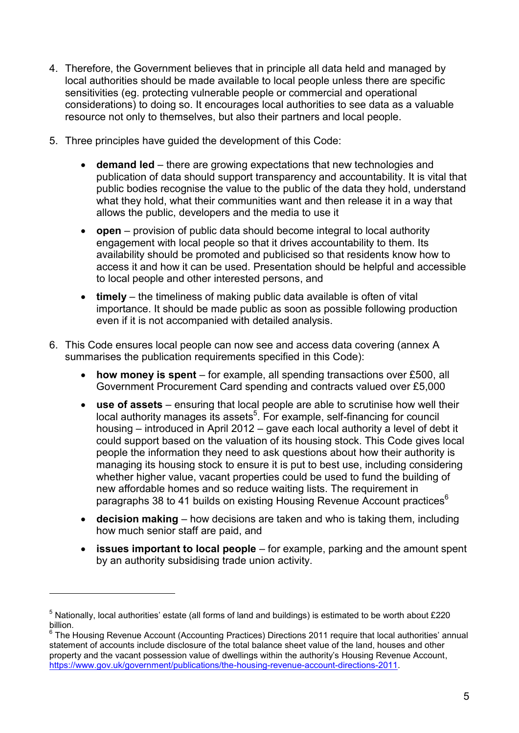4. Therefore, the Government believes that in principle all data held and managed by local authorities should be made available to local people unless there are specific sensitivities (eg. protecting vulnerable people or commercial and operational considerations) to doing so. It encourages local authorities to see data as a valuable resource not only to themselves, but also their partners and local people.

5. Three principles have guided the development of this Code:

   - **demand led** – there are growing expectations that new technologies and publication of data should support transparency and accountability. It is vital that public bodies recognise the value to the public of the data they hold, understand what they hold, what their communities want and then release it in a way that allows the public, developers and the media to use it
   - **open** – provision of public data should become integral to local authority engagement with local people so that it drives accountability to them. Its availability should be promoted and publicised so that residents know how to access it and how it can be used. Presentation should be helpful and accessible to local people and other interested persons, and
   - **timely** – the timeliness of making public data available is often of vital importance. It should be made public as soon as possible following production even if it is not accompanied with detailed analysis.

6. This Code ensures local people can now see and access data covering (annex A summarises the publication requirements specified in this Code):

   - **how money is spent** – for example, all spending transactions over £500, all Government Procurement Card spending and contracts valued over £5,000
   - **use of assets** – ensuring that local people are able to scrutinise how well their local authority manages its assets[5]. For example, self-financing for council housing – introduced in April 2012 – gave each local authority a level of debt it could support based on the valuation of its housing stock. This Code gives local people the information they need to ask questions about how their authority is managing its housing stock to ensure it is put to best use, including considering whether higher value, vacant properties could be used to fund the building of new affordable homes and so reduce waiting lists. The requirement in paragraphs 38 to 41 builds on existing Housing Revenue Account practices[6]
   - **decision making** – how decisions are taken and who is taking them, including how much senior staff are paid, and
   - **issues important to local people** – for example, parking and the amount spent by an authority subsidising trade union activity.

---

[5] Nationally, local authorities' estate (all forms of land and buildings) is estimated to be worth about £220 billion.

[6] The Housing Revenue Account (Accounting Practices) Directions 2011 require that local authorities' annual statement of accounts include disclosure of the total balance sheet value of the land, houses and other property and the vacant possession value of dwellings within the authority's Housing Revenue Account, https://www.gov.uk/government/publications/the-housing-revenue-account-directions-2011.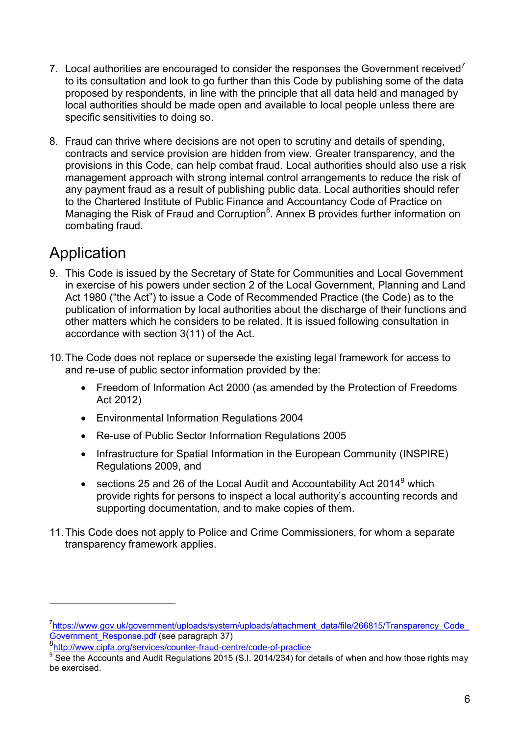7. Local authorities are encouraged to consider the responses the Government received[7] to its consultation and look to go further than this Code by publishing some of the data proposed by respondents, in line with the principle that all data held and managed by local authorities should be made open and available to local people unless there are specific sensitivities to doing so.

8. Fraud can thrive where decisions are not open to scrutiny and details of spending, contracts and service provision are hidden from view. Greater transparency, and the provisions in this Code, can help combat fraud. Local authorities should also use a risk management approach with strong internal control arrangements to reduce the risk of any payment fraud as a result of publishing public data. Local authorities should refer to the Chartered Institute of Public Finance and Accountancy Code of Practice on Managing the Risk of Fraud and Corruption[8]. Annex B provides further information on combating fraud.

# Application

9. This Code is issued by the Secretary of State for Communities and Local Government in exercise of his powers under section 2 of the Local Government, Planning and Land Act 1980 ("the Act") to issue a Code of Recommended Practice (the Code) as to the publication of information by local authorities about the discharge of their functions and other matters which he considers to be related. It is issued following consultation in accordance with section 3(11) of the Act.

10. The Code does not replace or supersede the existing legal framework for access to and re-use of public sector information provided by the:
    - Freedom of Information Act 2000 (as amended by the Protection of Freedoms Act 2012)
    - Environmental Information Regulations 2004
    - Re-use of Public Sector Information Regulations 2005
    - Infrastructure for Spatial Information in the European Community (INSPIRE) Regulations 2009, and
    - sections 25 and 26 of the Local Audit and Accountability Act 2014[9] which provide rights for persons to inspect a local authority's accounting records and supporting documentation, and to make copies of them.

11. This Code does not apply to Police and Crime Commissioners, for whom a separate transparency framework applies.

---

[7] https://www.gov.uk/government/uploads/system/uploads/attachment_data/file/266815/Transparency_Code_Government_Response.pdf (see paragraph 37)

[8] http://www.cipfa.org/services/counter-fraud-centre/code-of-practice

[9] See the Accounts and Audit Regulations 2015 (S.I. 2014/234) for details of when and how those rights may be exercised.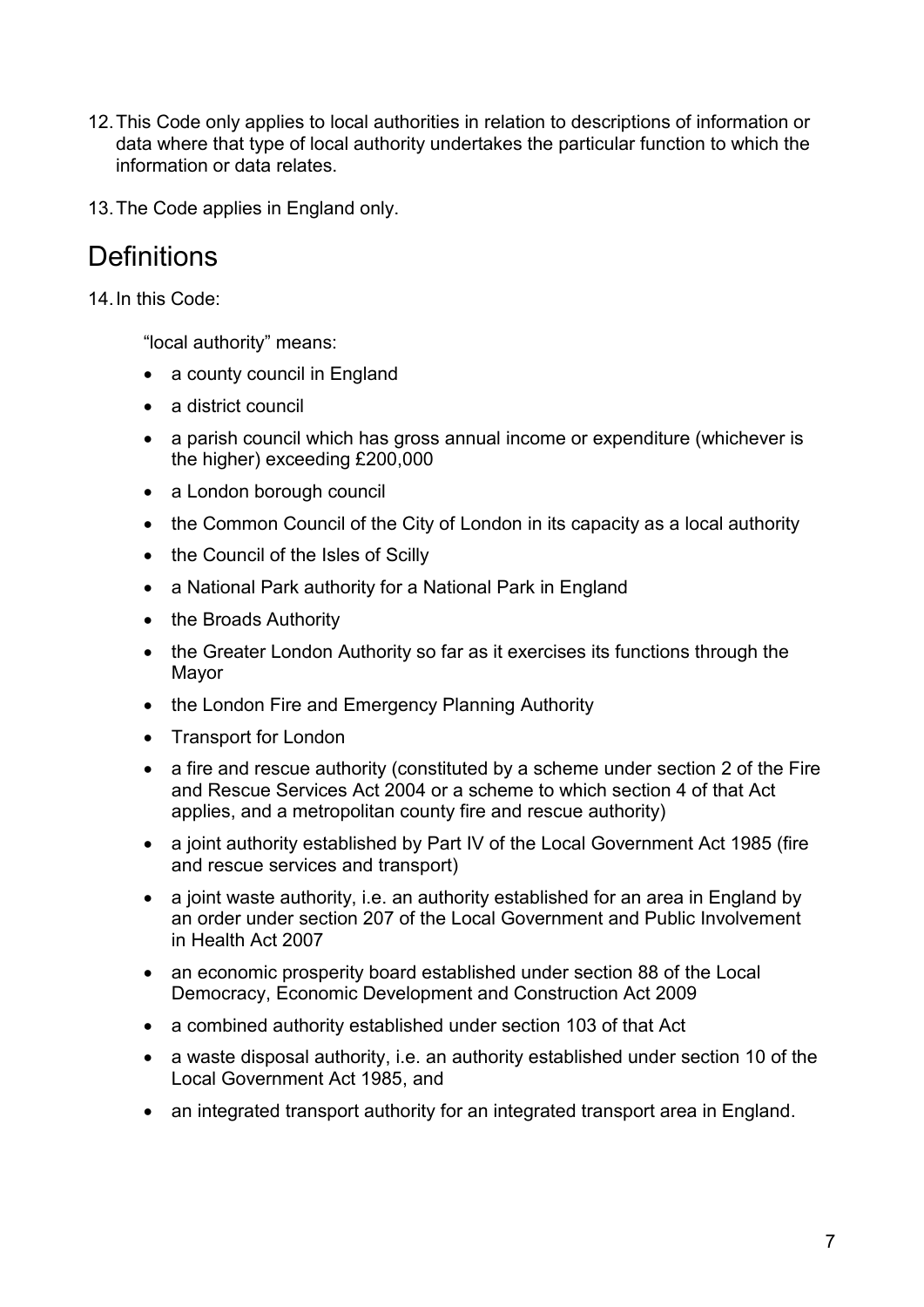12. This Code only applies to local authorities in relation to descriptions of information or data where that type of local authority undertakes the particular function to which the information or data relates.

13. The Code applies in England only.

## Definitions

14. In this Code:

"local authority" means:

- a county council in England
- a district council
- a parish council which has gross annual income or expenditure (whichever is the higher) exceeding £200,000
- a London borough council
- the Common Council of the City of London in its capacity as a local authority
- the Council of the Isles of Scilly
- a National Park authority for a National Park in England
- the Broads Authority
- the Greater London Authority so far as it exercises its functions through the Mayor
- the London Fire and Emergency Planning Authority
- Transport for London
- a fire and rescue authority (constituted by a scheme under section 2 of the Fire and Rescue Services Act 2004 or a scheme to which section 4 of that Act applies, and a metropolitan county fire and rescue authority)
- a joint authority established by Part IV of the Local Government Act 1985 (fire and rescue services and transport)
- a joint waste authority, i.e. an authority established for an area in England by an order under section 207 of the Local Government and Public Involvement in Health Act 2007
- an economic prosperity board established under section 88 of the Local Democracy, Economic Development and Construction Act 2009
- a combined authority established under section 103 of that Act
- a waste disposal authority, i.e. an authority established under section 10 of the Local Government Act 1985, and
- an integrated transport authority for an integrated transport area in England.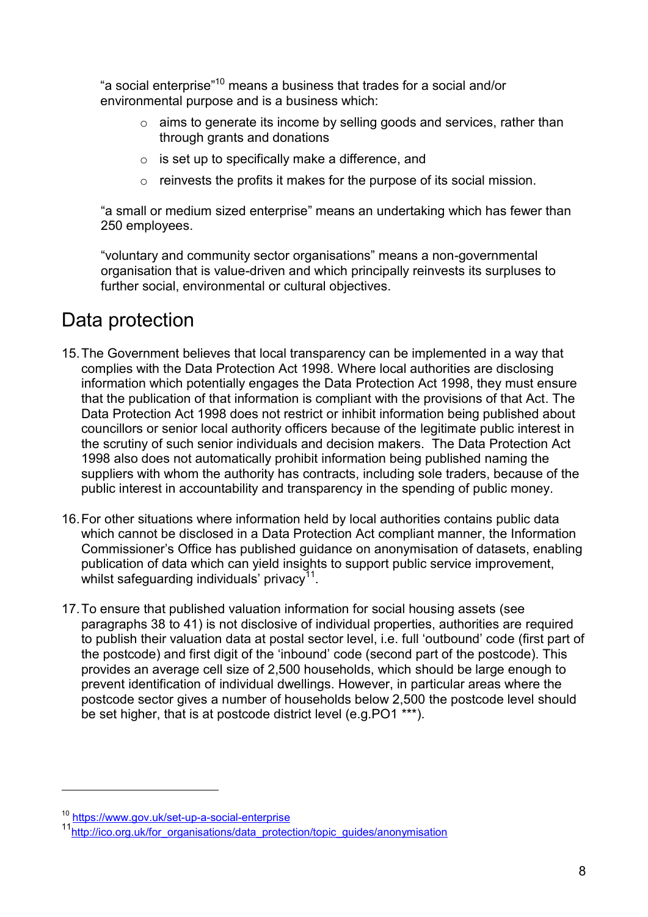"a social enterprise"[10] means a business that trades for a social and/or environmental purpose and is a business which:

- aims to generate its income by selling goods and services, rather than through grants and donations
- is set up to specifically make a difference, and
- reinvests the profits it makes for the purpose of its social mission.

"a small or medium sized enterprise" means an undertaking which has fewer than 250 employees.

"voluntary and community sector organisations" means a non-governmental organisation that is value-driven and which principally reinvests its surpluses to further social, environmental or cultural objectives.

## Data protection

15. The Government believes that local transparency can be implemented in a way that complies with the Data Protection Act 1998. Where local authorities are disclosing information which potentially engages the Data Protection Act 1998, they must ensure that the publication of that information is compliant with the provisions of that Act. The Data Protection Act 1998 does not restrict or inhibit information being published about councillors or senior local authority officers because of the legitimate public interest in the scrutiny of such senior individuals and decision makers. The Data Protection Act 1998 also does not automatically prohibit information being published naming the suppliers with whom the authority has contracts, including sole traders, because of the public interest in accountability and transparency in the spending of public money.

16. For other situations where information held by local authorities contains public data which cannot be disclosed in a Data Protection Act compliant manner, the Information Commissioner's Office has published guidance on anonymisation of datasets, enabling publication of data which can yield insights to support public service improvement, whilst safeguarding individuals' privacy[11].

17. To ensure that published valuation information for social housing assets (see paragraphs 38 to 41) is not disclosive of individual properties, authorities are required to publish their valuation data at postal sector level, i.e. full 'outbound' code (first part of the postcode) and first digit of the 'inbound' code (second part of the postcode). This provides an average cell size of 2,500 households, which should be large enough to prevent identification of individual dwellings. However, in particular areas where the postcode sector gives a number of households below 2,500 the postcode level should be set higher, that is at postcode district level (e.g.PO1 ***).

---

[10] https://www.gov.uk/set-up-a-social-enterprise

[11] http://ico.org.uk/for_organisations/data_protection/topic_guides/anonymisation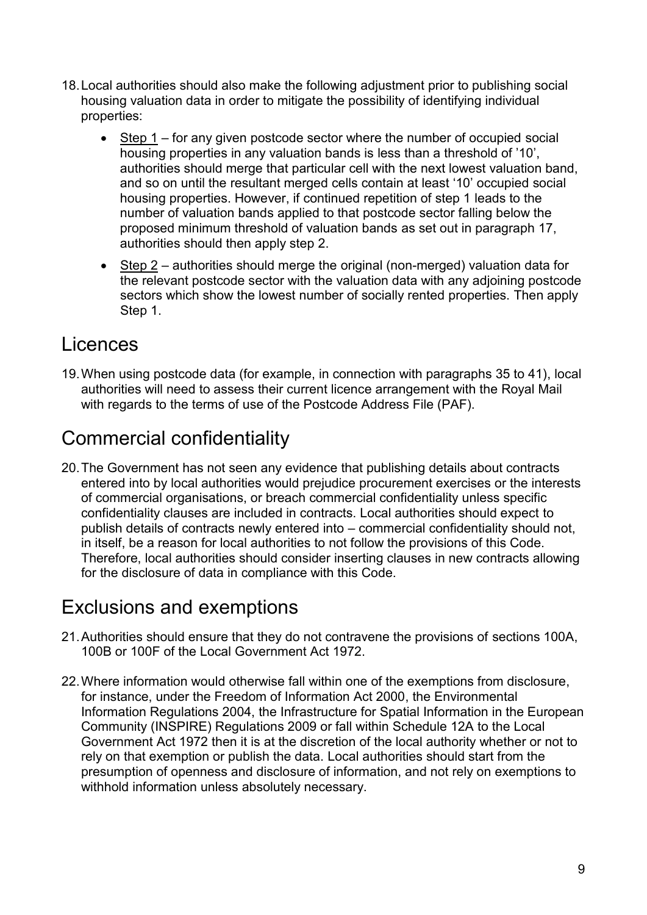18. Local authorities should also make the following adjustment prior to publishing social housing valuation data in order to mitigate the possibility of identifying individual properties:

    - Step 1 – for any given postcode sector where the number of occupied social housing properties in any valuation bands is less than a threshold of '10', authorities should merge that particular cell with the next lowest valuation band, and so on until the resultant merged cells contain at least '10' occupied social housing properties. However, if continued repetition of step 1 leads to the number of valuation bands applied to that postcode sector falling below the proposed minimum threshold of valuation bands as set out in paragraph 17, authorities should then apply step 2.

    - Step 2 – authorities should merge the original (non-merged) valuation data for the relevant postcode sector with the valuation data with any adjoining postcode sectors which show the lowest number of socially rented properties. Then apply Step 1.

## Licences

19. When using postcode data (for example, in connection with paragraphs 35 to 41), local authorities will need to assess their current licence arrangement with the Royal Mail with regards to the terms of use of the Postcode Address File (PAF).

## Commercial confidentiality

20. The Government has not seen any evidence that publishing details about contracts entered into by local authorities would prejudice procurement exercises or the interests of commercial organisations, or breach commercial confidentiality unless specific confidentiality clauses are included in contracts. Local authorities should expect to publish details of contracts newly entered into – commercial confidentiality should not, in itself, be a reason for local authorities to not follow the provisions of this Code. Therefore, local authorities should consider inserting clauses in new contracts allowing for the disclosure of data in compliance with this Code.

## Exclusions and exemptions

21. Authorities should ensure that they do not contravene the provisions of sections 100A, 100B or 100F of the Local Government Act 1972.

22. Where information would otherwise fall within one of the exemptions from disclosure, for instance, under the Freedom of Information Act 2000, the Environmental Information Regulations 2004, the Infrastructure for Spatial Information in the European Community (INSPIRE) Regulations 2009 or fall within Schedule 12A to the Local Government Act 1972 then it is at the discretion of the local authority whether or not to rely on that exemption or publish the data. Local authorities should start from the presumption of openness and disclosure of information, and not rely on exemptions to withhold information unless absolutely necessary.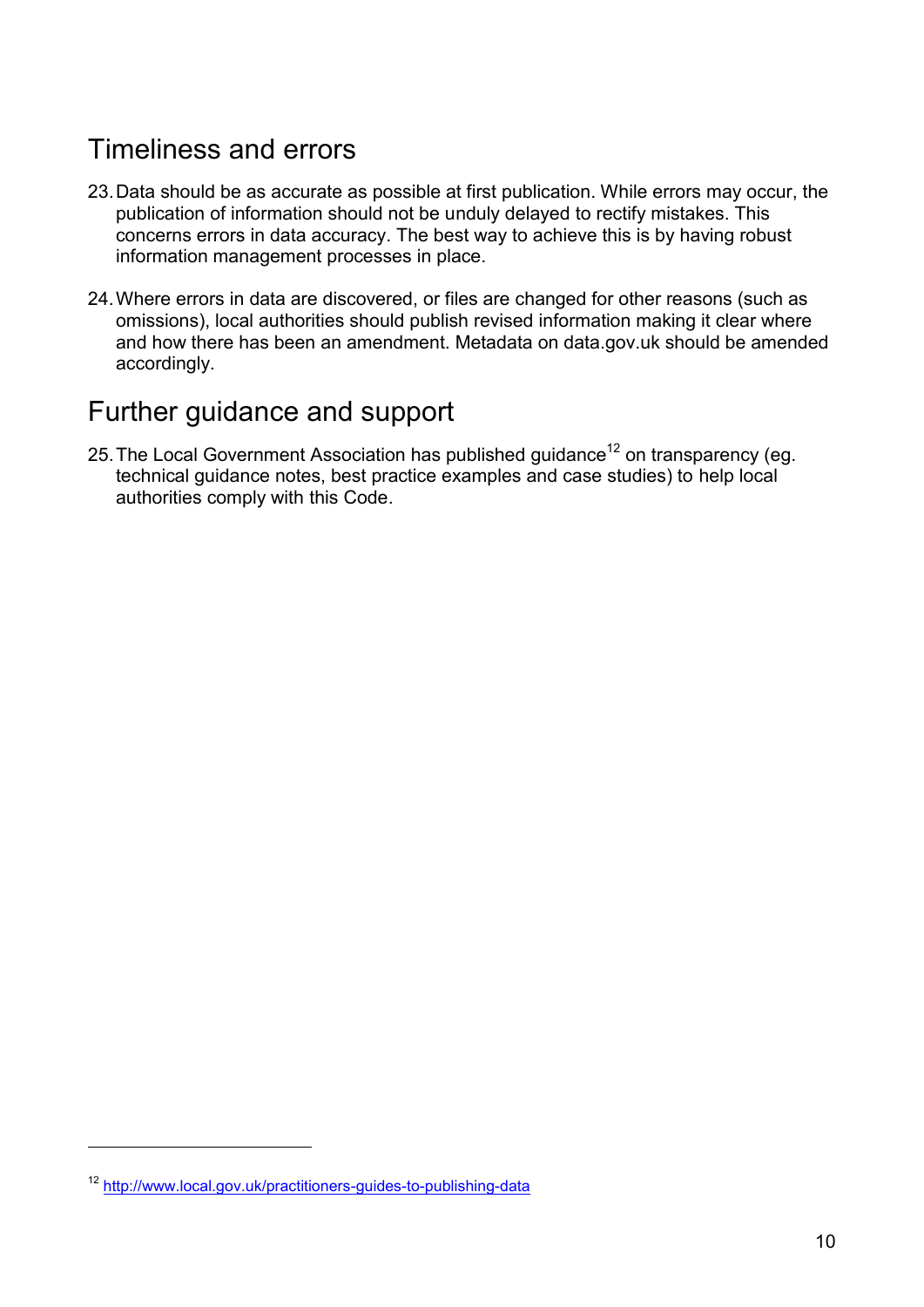## Timeliness and errors

23. Data should be as accurate as possible at first publication. While errors may occur, the publication of information should not be unduly delayed to rectify mistakes. This concerns errors in data accuracy. The best way to achieve this is by having robust information management processes in place.

24. Where errors in data are discovered, or files are changed for other reasons (such as omissions), local authorities should publish revised information making it clear where and how there has been an amendment. Metadata on data.gov.uk should be amended accordingly.

## Further guidance and support

25. The Local Government Association has published guidance[12] on transparency (eg. technical guidance notes, best practice examples and case studies) to help local authorities comply with this Code.

---

[12] http://www.local.gov.uk/practitioners-guides-to-publishing-data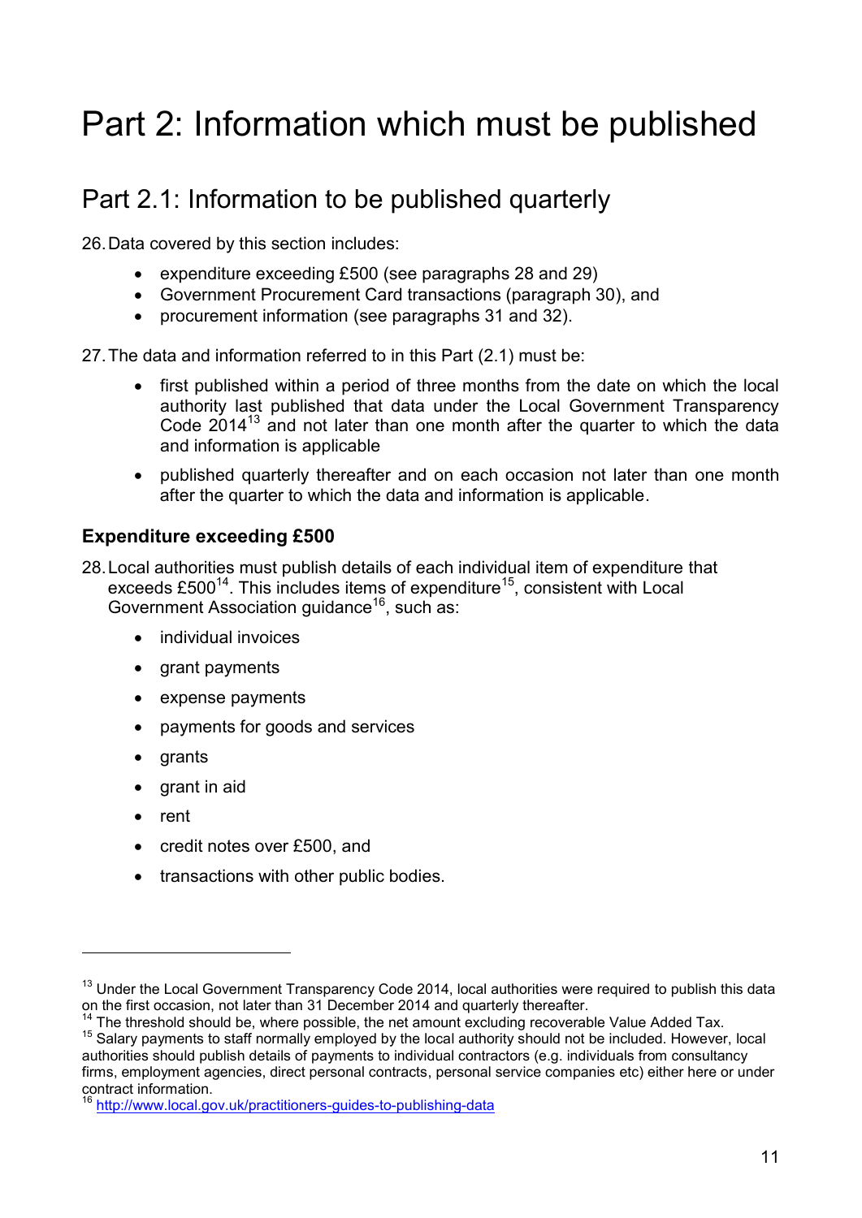# Part 2: Information which must be published

## Part 2.1: Information to be published quarterly

26. Data covered by this section includes:

    - expenditure exceeding £500 (see paragraphs 28 and 29)
    - Government Procurement Card transactions (paragraph 30), and
    - procurement information (see paragraphs 31 and 32).

27. The data and information referred to in this Part (2.1) must be:

    - first published within a period of three months from the date on which the local authority last published that data under the Local Government Transparency Code 2014[13] and not later than one month after the quarter to which the data and information is applicable
    - published quarterly thereafter and on each occasion not later than one month after the quarter to which the data and information is applicable.

### Expenditure exceeding £500

28. Local authorities must publish details of each individual item of expenditure that exceeds £500[14]. This includes items of expenditure[15], consistent with Local Government Association guidance[16], such as:

    - individual invoices
    - grant payments
    - expense payments
    - payments for goods and services
    - grants
    - grant in aid
    - rent
    - credit notes over £500, and
    - transactions with other public bodies.

---

[13] Under the Local Government Transparency Code 2014, local authorities were required to publish this data on the first occasion, not later than 31 December 2014 and quarterly thereafter.

[14] The threshold should be, where possible, the net amount excluding recoverable Value Added Tax.

[15] Salary payments to staff normally employed by the local authority should not be included. However, local authorities should publish details of payments to individual contractors (e.g. individuals from consultancy firms, employment agencies, direct personal contracts, personal service companies etc) either here or under contract information.

[16] http://www.local.gov.uk/practitioners-guides-to-publishing-data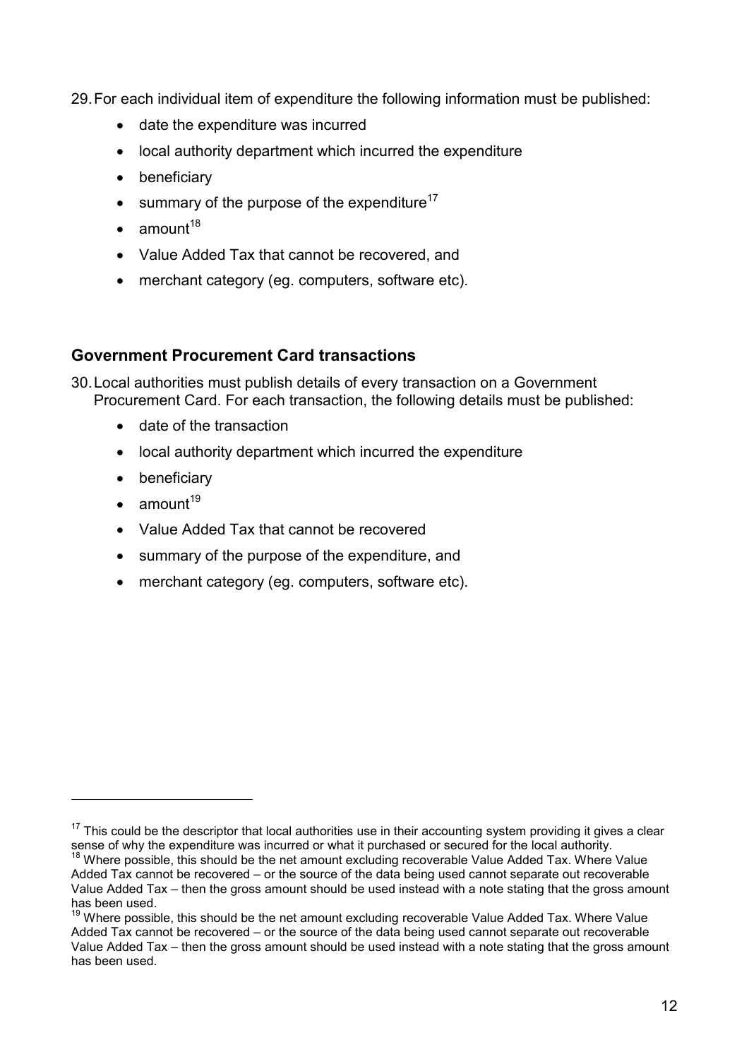29. For each individual item of expenditure the following information must be published:

    - date the expenditure was incurred
    - local authority department which incurred the expenditure
    - beneficiary
    - summary of the purpose of the expenditure[17]
    - amount[18]
    - Value Added Tax that cannot be recovered, and
    - merchant category (eg. computers, software etc).

## Government Procurement Card transactions

30. Local authorities must publish details of every transaction on a Government Procurement Card. For each transaction, the following details must be published:

    - date of the transaction
    - local authority department which incurred the expenditure
    - beneficiary
    - amount[19]
    - Value Added Tax that cannot be recovered
    - summary of the purpose of the expenditure, and
    - merchant category (eg. computers, software etc).

---

[17] This could be the descriptor that local authorities use in their accounting system providing it gives a clear sense of why the expenditure was incurred or what it purchased or secured for the local authority.

[18] Where possible, this should be the net amount excluding recoverable Value Added Tax. Where Value Added Tax cannot be recovered – or the source of the data being used cannot separate out recoverable Value Added Tax – then the gross amount should be used instead with a note stating that the gross amount has been used.

[19] Where possible, this should be the net amount excluding recoverable Value Added Tax. Where Value Added Tax cannot be recovered – or the source of the data being used cannot separate out recoverable Value Added Tax – then the gross amount should be used instead with a note stating that the gross amount has been used.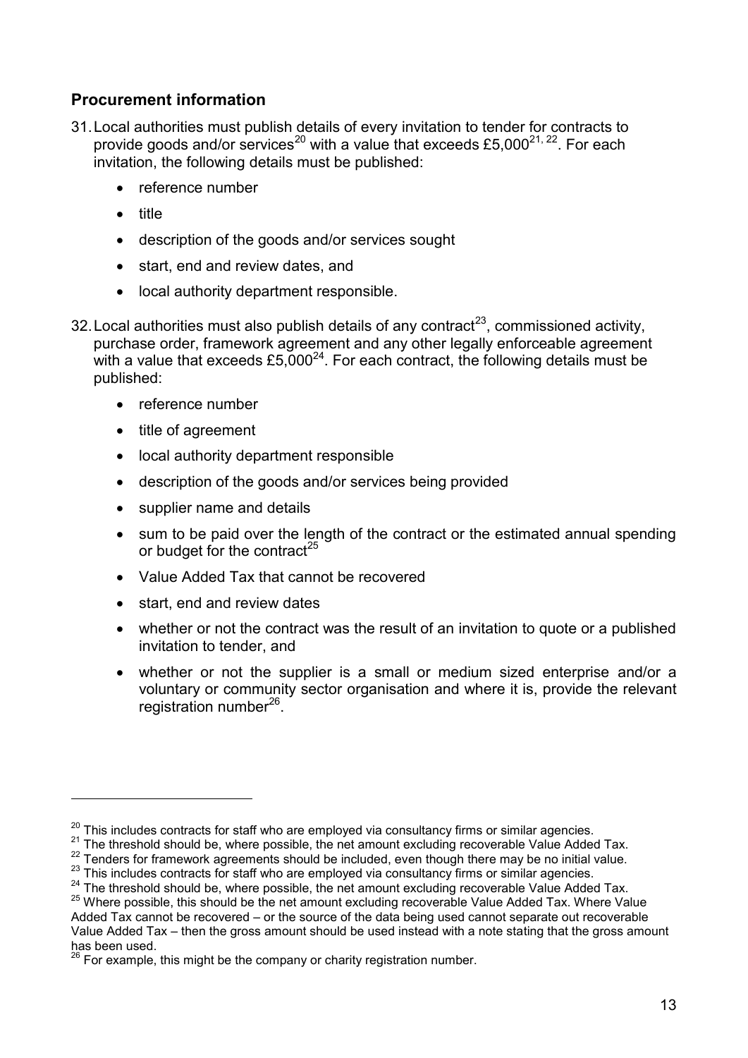## Procurement information

31. Local authorities must publish details of every invitation to tender for contracts to provide goods and/or services[20] with a value that exceeds £5,000[21, 22]. For each invitation, the following details must be published:

    - reference number
    - title
    - description of the goods and/or services sought
    - start, end and review dates, and
    - local authority department responsible.

32. Local authorities must also publish details of any contract[23], commissioned activity, purchase order, framework agreement and any other legally enforceable agreement with a value that exceeds £5,000[24]. For each contract, the following details must be published:

    - reference number
    - title of agreement
    - local authority department responsible
    - description of the goods and/or services being provided
    - supplier name and details
    - sum to be paid over the length of the contract or the estimated annual spending or budget for the contract[25]
    - Value Added Tax that cannot be recovered
    - start, end and review dates
    - whether or not the contract was the result of an invitation to quote or a published invitation to tender, and
    - whether or not the supplier is a small or medium sized enterprise and/or a voluntary or community sector organisation and where it is, provide the relevant registration number[26].

---

[20] This includes contracts for staff who are employed via consultancy firms or similar agencies.

[21] The threshold should be, where possible, the net amount excluding recoverable Value Added Tax.

[22] Tenders for framework agreements should be included, even though there may be no initial value.

[23] This includes contracts for staff who are employed via consultancy firms or similar agencies.

[24] The threshold should be, where possible, the net amount excluding recoverable Value Added Tax.

[25] Where possible, this should be the net amount excluding recoverable Value Added Tax. Where Value Added Tax cannot be recovered – or the source of the data being used cannot separate out recoverable Value Added Tax – then the gross amount should be used instead with a note stating that the gross amount has been used.

[26] For example, this might be the company or charity registration number.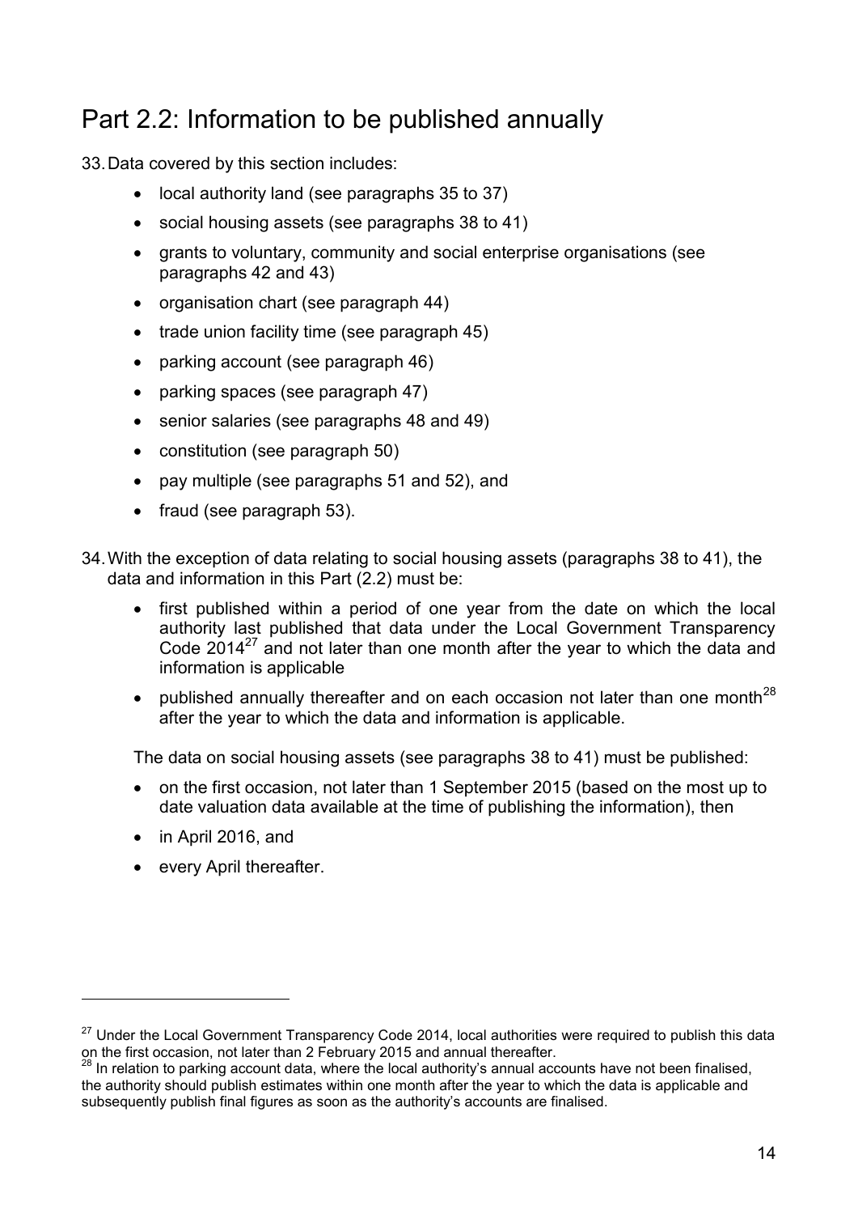## Part 2.2: Information to be published annually

33. Data covered by this section includes:

    - local authority land (see paragraphs 35 to 37)
    - social housing assets (see paragraphs 38 to 41)
    - grants to voluntary, community and social enterprise organisations (see paragraphs 42 and 43)
    - organisation chart (see paragraph 44)
    - trade union facility time (see paragraph 45)
    - parking account (see paragraph 46)
    - parking spaces (see paragraph 47)
    - senior salaries (see paragraphs 48 and 49)
    - constitution (see paragraph 50)
    - pay multiple (see paragraphs 51 and 52), and
    - fraud (see paragraph 53).

34. With the exception of data relating to social housing assets (paragraphs 38 to 41), the data and information in this Part (2.2) must be:

    - first published within a period of one year from the date on which the local authority last published that data under the Local Government Transparency Code 2014[27] and not later than one month after the year to which the data and information is applicable
    - published annually thereafter and on each occasion not later than one month[28] after the year to which the data and information is applicable.

    The data on social housing assets (see paragraphs 38 to 41) must be published:

    - on the first occasion, not later than 1 September 2015 (based on the most up to date valuation data available at the time of publishing the information), then
    - in April 2016, and
    - every April thereafter.

---

[27] Under the Local Government Transparency Code 2014, local authorities were required to publish this data on the first occasion, not later than 2 February 2015 and annual thereafter.

[28] In relation to parking account data, where the local authority's annual accounts have not been finalised, the authority should publish estimates within one month after the year to which the data is applicable and subsequently publish final figures as soon as the authority's accounts are finalised.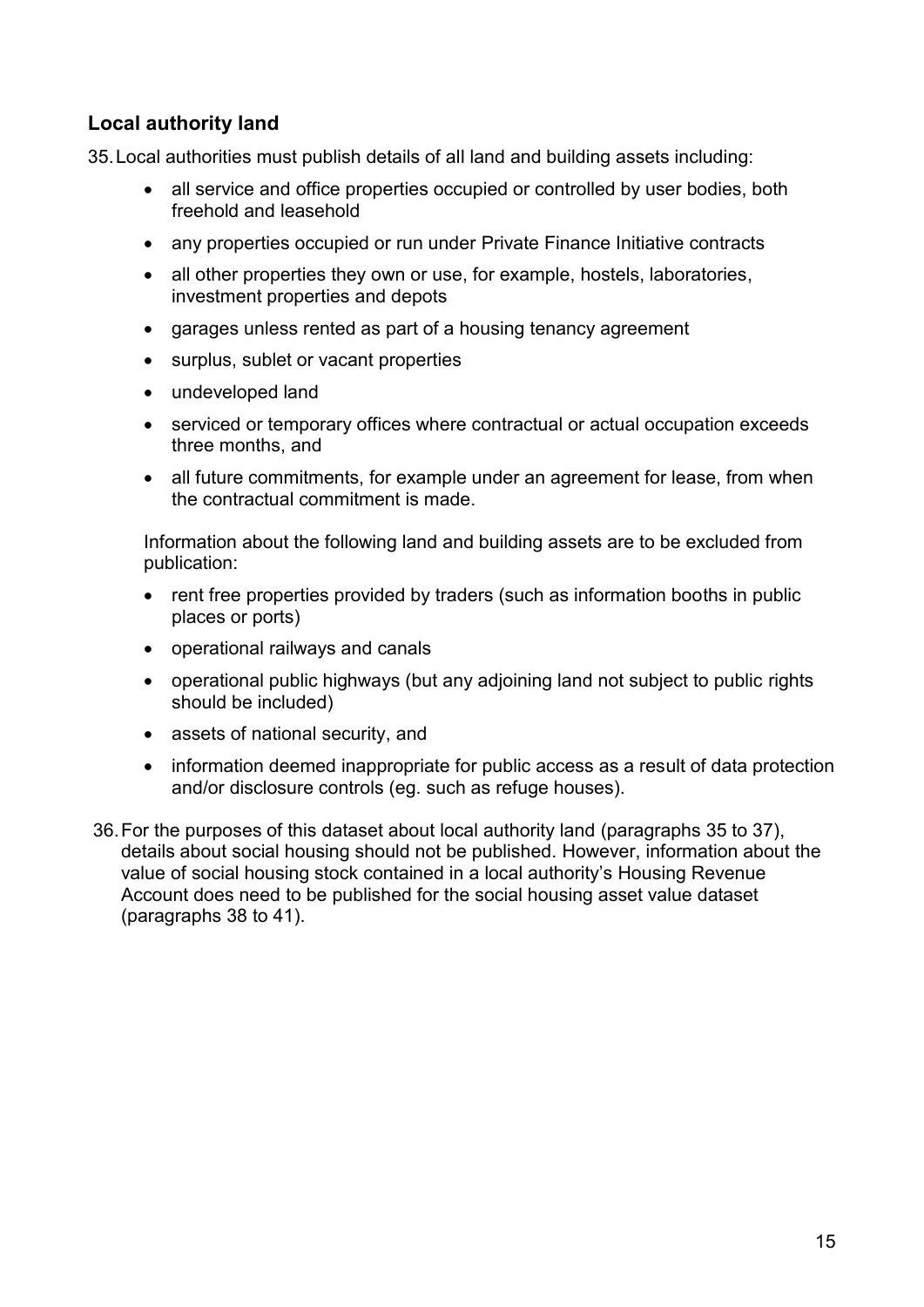## Local authority land

35. Local authorities must publish details of all land and building assets including:

    - all service and office properties occupied or controlled by user bodies, both freehold and leasehold
    - any properties occupied or run under Private Finance Initiative contracts
    - all other properties they own or use, for example, hostels, laboratories, investment properties and depots
    - garages unless rented as part of a housing tenancy agreement
    - surplus, sublet or vacant properties
    - undeveloped land
    - serviced or temporary offices where contractual or actual occupation exceeds three months, and
    - all future commitments, for example under an agreement for lease, from when the contractual commitment is made.

    Information about the following land and building assets are to be excluded from publication:

    - rent free properties provided by traders (such as information booths in public places or ports)
    - operational railways and canals
    - operational public highways (but any adjoining land not subject to public rights should be included)
    - assets of national security, and
    - information deemed inappropriate for public access as a result of data protection and/or disclosure controls (eg. such as refuge houses).

36. For the purposes of this dataset about local authority land (paragraphs 35 to 37), details about social housing should not be published. However, information about the value of social housing stock contained in a local authority's Housing Revenue Account does need to be published for the social housing asset value dataset (paragraphs 38 to 41).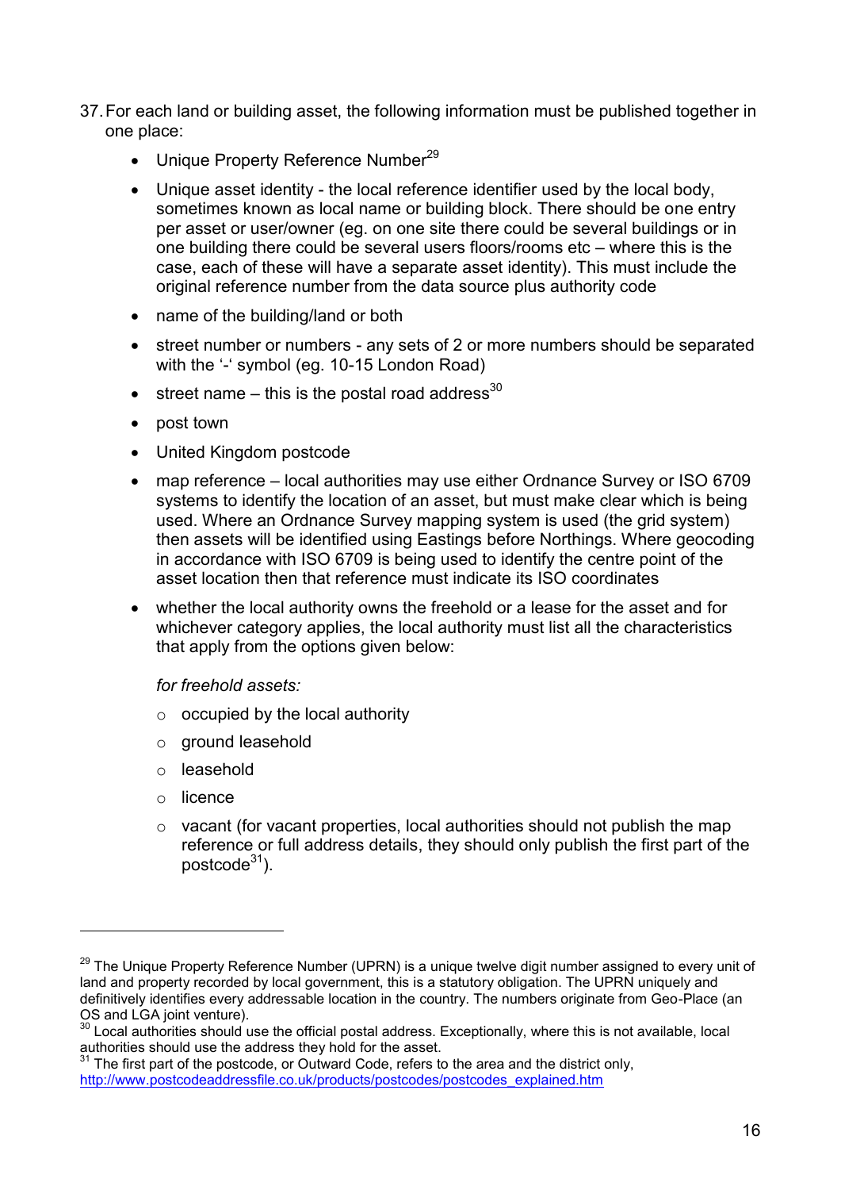37. For each land or building asset, the following information must be published together in one place:

    - Unique Property Reference Number[29]
    - Unique asset identity - the local reference identifier used by the local body, sometimes known as local name or building block. There should be one entry per asset or user/owner (eg. on one site there could be several buildings or in one building there could be several users floors/rooms etc – where this is the case, each of these will have a separate asset identity). This must include the original reference number from the data source plus authority code
    - name of the building/land or both
    - street number or numbers - any sets of 2 or more numbers should be separated with the '-' symbol (eg. 10-15 London Road)
    - street name – this is the postal road address[30]
    - post town
    - United Kingdom postcode
    - map reference – local authorities may use either Ordnance Survey or ISO 6709 systems to identify the location of an asset, but must make clear which is being used. Where an Ordnance Survey mapping system is used (the grid system) then assets will be identified using Eastings before Northings. Where geocoding in accordance with ISO 6709 is being used to identify the centre point of the asset location then that reference must indicate its ISO coordinates
    - whether the local authority owns the freehold or a lease for the asset and for whichever category applies, the local authority must list all the characteristics that apply from the options given below:

      *for freehold assets:*

      - occupied by the local authority
      - ground leasehold
      - leasehold
      - licence
      - vacant (for vacant properties, local authorities should not publish the map reference or full address details, they should only publish the first part of the postcode[31]).

---

[29] The Unique Property Reference Number (UPRN) is a unique twelve digit number assigned to every unit of land and property recorded by local government, this is a statutory obligation. The UPRN uniquely and definitively identifies every addressable location in the country. The numbers originate from Geo-Place (an OS and LGA joint venture).

[30] Local authorities should use the official postal address. Exceptionally, where this is not available, local authorities should use the address they hold for the asset.

[31] The first part of the postcode, or Outward Code, refers to the area and the district only, http://www.postcodeaddressfile.co.uk/products/postcodes/postcodes_explained.htm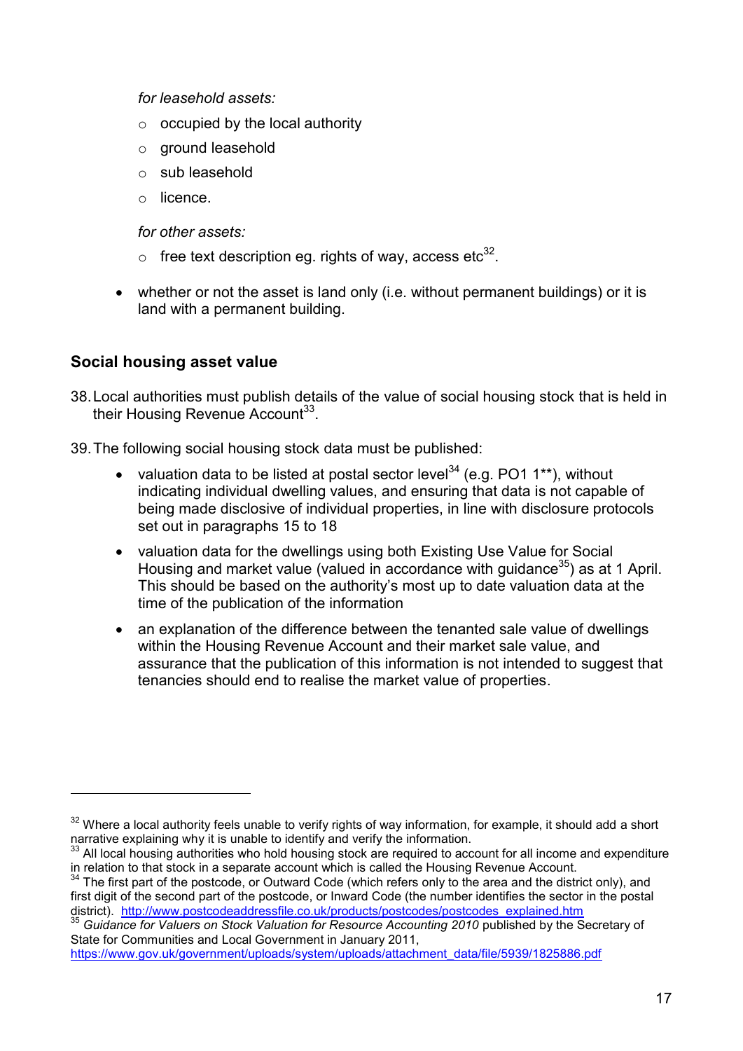*for leasehold assets:*

- occupied by the local authority
- ground leasehold
- sub leasehold
- licence.

*for other assets:*

- free text description eg. rights of way, access etc[32].

- whether or not the asset is land only (i.e. without permanent buildings) or it is land with a permanent building.

## Social housing asset value

38. Local authorities must publish details of the value of social housing stock that is held in their Housing Revenue Account[33].

39. The following social housing stock data must be published:
    - valuation data to be listed at postal sector level[34] (e.g. PO1 1**), without indicating individual dwelling values, and ensuring that data is not capable of being made disclosive of individual properties, in line with disclosure protocols set out in paragraphs 15 to 18
    - valuation data for the dwellings using both Existing Use Value for Social Housing and market value (valued in accordance with guidance[35]) as at 1 April. This should be based on the authority's most up to date valuation data at the time of the publication of the information
    - an explanation of the difference between the tenanted sale value of dwellings within the Housing Revenue Account and their market sale value, and assurance that the publication of this information is not intended to suggest that tenancies should end to realise the market value of properties.

---

[32] Where a local authority feels unable to verify rights of way information, for example, it should add a short narrative explaining why it is unable to identify and verify the information.

[33] All local housing authorities who hold housing stock are required to account for all income and expenditure in relation to that stock in a separate account which is called the Housing Revenue Account.

[34] The first part of the postcode, or Outward Code (which refers only to the area and the district only), and first digit of the second part of the postcode, or Inward Code (the number identifies the sector in the postal district). http://www.postcodeaddressfile.co.uk/products/postcodes/postcodes_explained.htm

[35] *Guidance for Valuers on Stock Valuation for Resource Accounting 2010* published by the Secretary of State for Communities and Local Government in January 2011, https://www.gov.uk/government/uploads/system/uploads/attachment_data/file/5939/1825886.pdf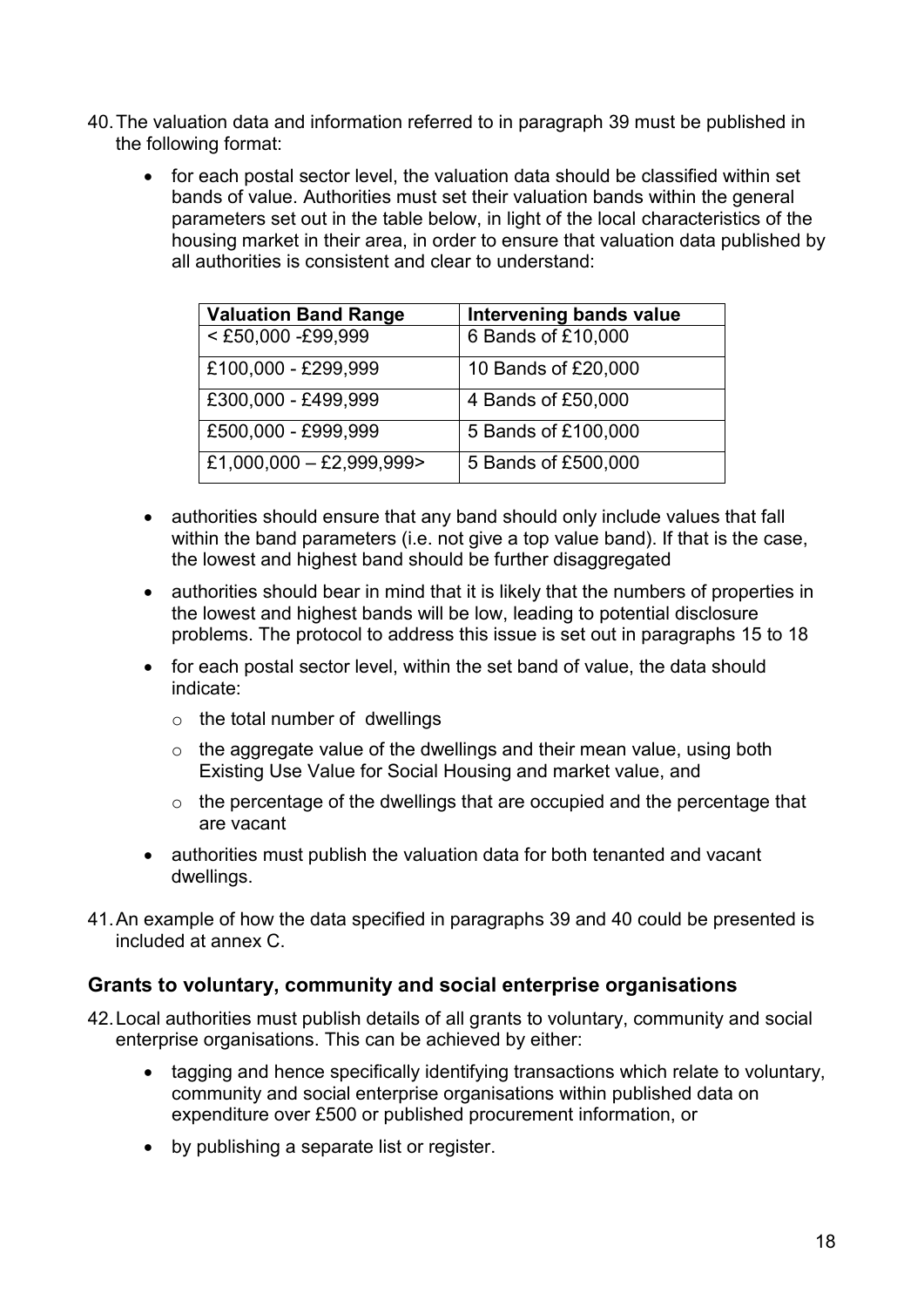40. The valuation data and information referred to in paragraph 39 must be published in the following format:

    - for each postal sector level, the valuation data should be classified within set bands of value. Authorities must set their valuation bands within the general parameters set out in the table below, in light of the local characteristics of the housing market in their area, in order to ensure that valuation data published by all authorities is consistent and clear to understand:

| Valuation Band Range | Intervening bands value |
|---|---|
| < £50,000 -£99,999 | 6 Bands of £10,000 |
| £100,000 - £299,999 | 10 Bands of £20,000 |
| £300,000 - £499,999 | 4 Bands of £50,000 |
| £500,000 - £999,999 | 5 Bands of £100,000 |
| £1,000,000 – £2,999,999> | 5 Bands of £500,000 |

    - authorities should ensure that any band should only include values that fall within the band parameters (i.e. not give a top value band). If that is the case, the lowest and highest band should be further disaggregated
    - authorities should bear in mind that it is likely that the numbers of properties in the lowest and highest bands will be low, leading to potential disclosure problems. The protocol to address this issue is set out in paragraphs 15 to 18
    - for each postal sector level, within the set band of value, the data should indicate:
        - the total number of dwellings
        - the aggregate value of the dwellings and their mean value, using both Existing Use Value for Social Housing and market value, and
        - the percentage of the dwellings that are occupied and the percentage that are vacant
    - authorities must publish the valuation data for both tenanted and vacant dwellings.

41. An example of how the data specified in paragraphs 39 and 40 could be presented is included at annex C.

## Grants to voluntary, community and social enterprise organisations

42. Local authorities must publish details of all grants to voluntary, community and social enterprise organisations. This can be achieved by either:

    - tagging and hence specifically identifying transactions which relate to voluntary, community and social enterprise organisations within published data on expenditure over £500 or published procurement information, or
    - by publishing a separate list or register.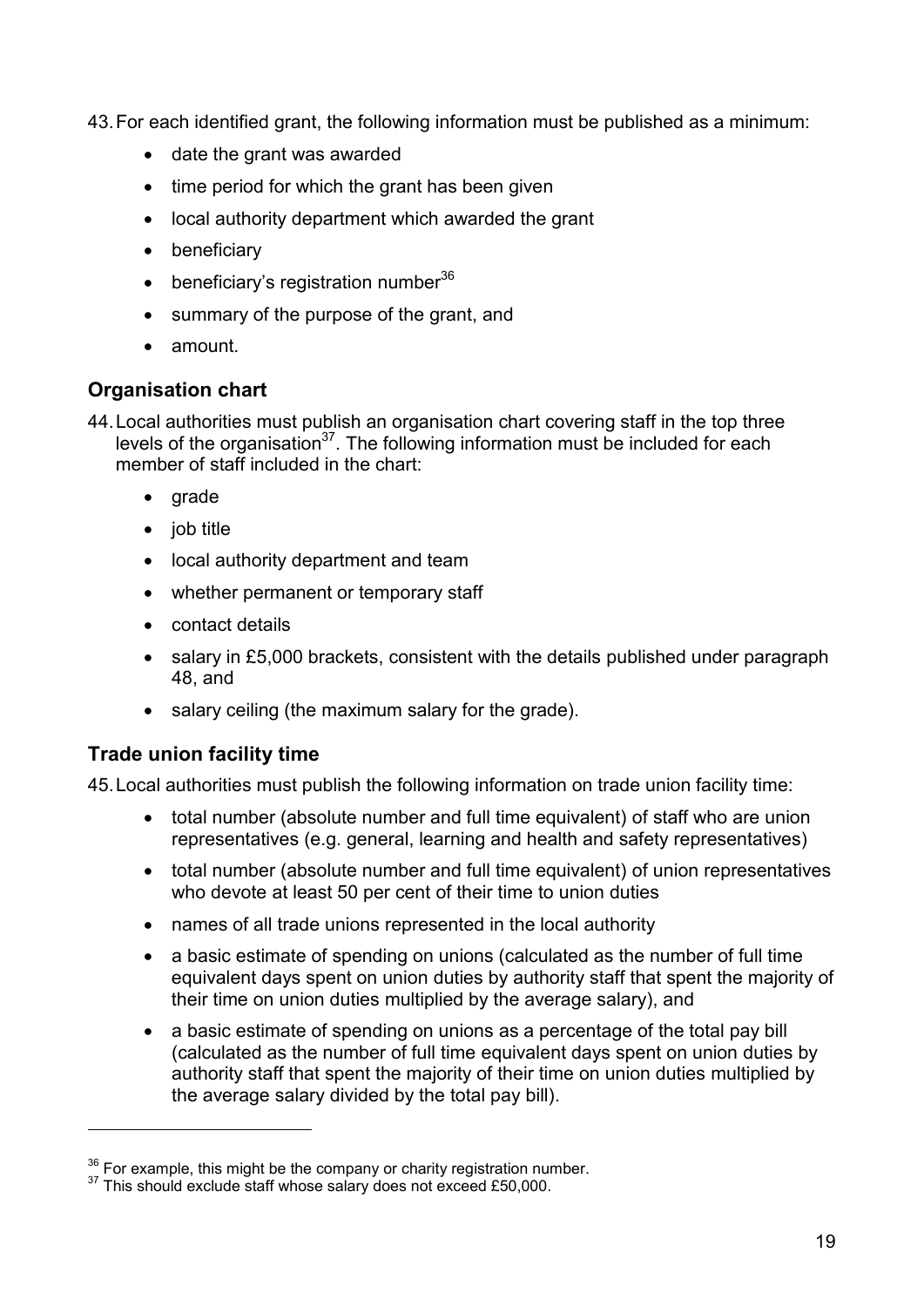43. For each identified grant, the following information must be published as a minimum:

- date the grant was awarded
- time period for which the grant has been given
- local authority department which awarded the grant
- beneficiary
- beneficiary's registration number[36]
- summary of the purpose of the grant, and
- amount.

## Organisation chart

44. Local authorities must publish an organisation chart covering staff in the top three levels of the organisation[37]. The following information must be included for each member of staff included in the chart:

- grade
- job title
- local authority department and team
- whether permanent or temporary staff
- contact details
- salary in £5,000 brackets, consistent with the details published under paragraph 48, and
- salary ceiling (the maximum salary for the grade).

## Trade union facility time

45. Local authorities must publish the following information on trade union facility time:

- total number (absolute number and full time equivalent) of staff who are union representatives (e.g. general, learning and health and safety representatives)
- total number (absolute number and full time equivalent) of union representatives who devote at least 50 per cent of their time to union duties
- names of all trade unions represented in the local authority
- a basic estimate of spending on unions (calculated as the number of full time equivalent days spent on union duties by authority staff that spent the majority of their time on union duties multiplied by the average salary), and
- a basic estimate of spending on unions as a percentage of the total pay bill (calculated as the number of full time equivalent days spent on union duties by authority staff that spent the majority of their time on union duties multiplied by the average salary divided by the total pay bill).

---

[36] For example, this might be the company or charity registration number.

[37] This should exclude staff whose salary does not exceed £50,000.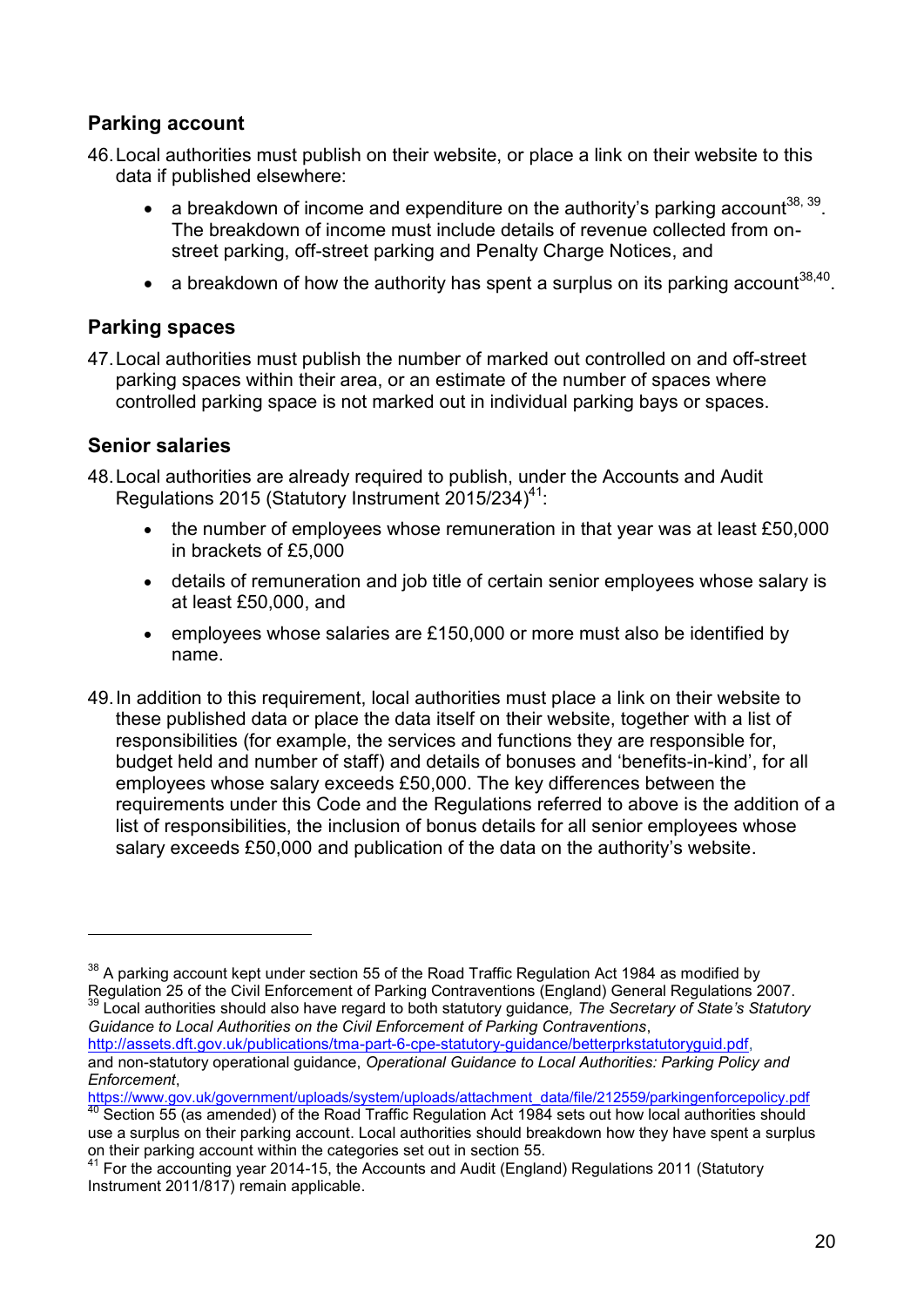## Parking account

46. Local authorities must publish on their website, or place a link on their website to this data if published elsewhere:

    - a breakdown of income and expenditure on the authority's parking account[38, 39]. The breakdown of income must include details of revenue collected from on-street parking, off-street parking and Penalty Charge Notices, and
    - a breakdown of how the authority has spent a surplus on its parking account[38,40].

## Parking spaces

47. Local authorities must publish the number of marked out controlled on and off-street parking spaces within their area, or an estimate of the number of spaces where controlled parking space is not marked out in individual parking bays or spaces.

## Senior salaries

48. Local authorities are already required to publish, under the Accounts and Audit Regulations 2015 (Statutory Instrument 2015/234)[41]:

    - the number of employees whose remuneration in that year was at least £50,000 in brackets of £5,000
    - details of remuneration and job title of certain senior employees whose salary is at least £50,000, and
    - employees whose salaries are £150,000 or more must also be identified by name.

49. In addition to this requirement, local authorities must place a link on their website to these published data or place the data itself on their website, together with a list of responsibilities (for example, the services and functions they are responsible for, budget held and number of staff) and details of bonuses and 'benefits-in-kind', for all employees whose salary exceeds £50,000. The key differences between the requirements under this Code and the Regulations referred to above is the addition of a list of responsibilities, the inclusion of bonus details for all senior employees whose salary exceeds £50,000 and publication of the data on the authority's website.

---

[38] A parking account kept under section 55 of the Road Traffic Regulation Act 1984 as modified by Regulation 25 of the Civil Enforcement of Parking Contraventions (England) General Regulations 2007.

[39] Local authorities should also have regard to both statutory guidance, *The Secretary of State's Statutory Guidance to Local Authorities on the Civil Enforcement of Parking Contraventions*, http://assets.dft.gov.uk/publications/tma-part-6-cpe-statutory-guidance/betterprkstatutoryguid.pdf, and non-statutory operational guidance, *Operational Guidance to Local Authorities: Parking Policy and Enforcement*, https://www.gov.uk/government/uploads/system/uploads/attachment_data/file/212559/parkingenforcepolicy.pdf

[40] Section 55 (as amended) of the Road Traffic Regulation Act 1984 sets out how local authorities should use a surplus on their parking account. Local authorities should breakdown how they have spent a surplus on their parking account within the categories set out in section 55.

[41] For the accounting year 2014-15, the Accounts and Audit (England) Regulations 2011 (Statutory Instrument 2011/817) remain applicable.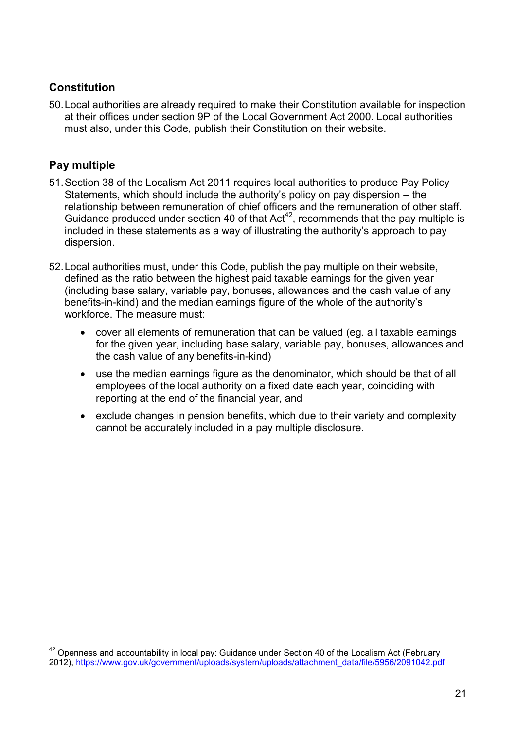## Constitution

50. Local authorities are already required to make their Constitution available for inspection at their offices under section 9P of the Local Government Act 2000. Local authorities must also, under this Code, publish their Constitution on their website.

## Pay multiple

51. Section 38 of the Localism Act 2011 requires local authorities to produce Pay Policy Statements, which should include the authority's policy on pay dispersion – the relationship between remuneration of chief officers and the remuneration of other staff. Guidance produced under section 40 of that Act[42], recommends that the pay multiple is included in these statements as a way of illustrating the authority's approach to pay dispersion.

52. Local authorities must, under this Code, publish the pay multiple on their website, defined as the ratio between the highest paid taxable earnings for the given year (including base salary, variable pay, bonuses, allowances and the cash value of any benefits-in-kind) and the median earnings figure of the whole of the authority's workforce. The measure must:

    - cover all elements of remuneration that can be valued (eg. all taxable earnings for the given year, including base salary, variable pay, bonuses, allowances and the cash value of any benefits-in-kind)
    - use the median earnings figure as the denominator, which should be that of all employees of the local authority on a fixed date each year, coinciding with reporting at the end of the financial year, and
    - exclude changes in pension benefits, which due to their variety and complexity cannot be accurately included in a pay multiple disclosure.

---

[42] Openness and accountability in local pay: Guidance under Section 40 of the Localism Act (February 2012), https://www.gov.uk/government/uploads/system/uploads/attachment_data/file/5956/2091042.pdf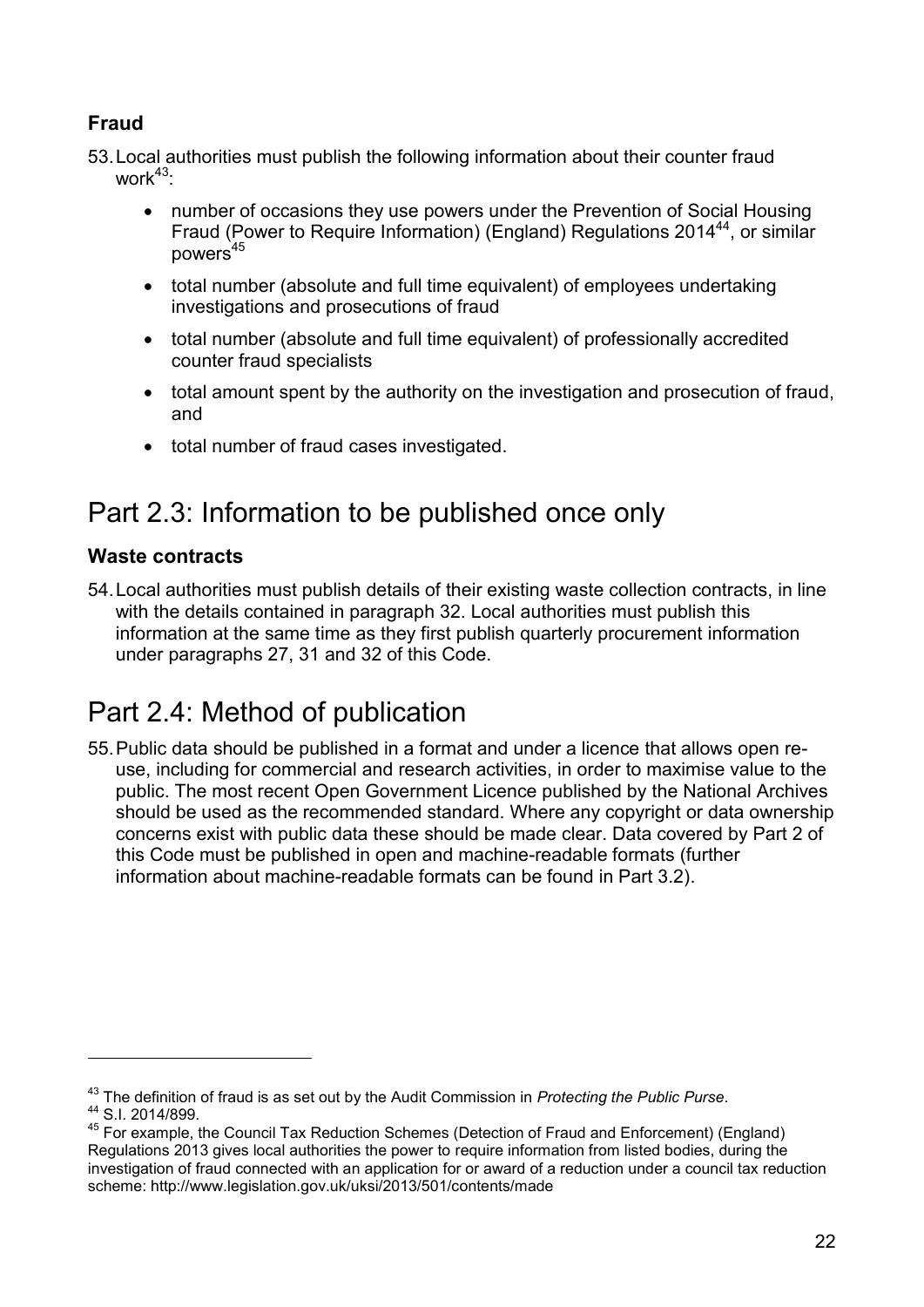### Fraud

53. Local authorities must publish the following information about their counter fraud work[43]:

    - number of occasions they use powers under the Prevention of Social Housing Fraud (Power to Require Information) (England) Regulations 2014[44], or similar powers[45]
    - total number (absolute and full time equivalent) of employees undertaking investigations and prosecutions of fraud
    - total number (absolute and full time equivalent) of professionally accredited counter fraud specialists
    - total amount spent by the authority on the investigation and prosecution of fraud, and
    - total number of fraud cases investigated.

## Part 2.3: Information to be published once only

### Waste contracts

54. Local authorities must publish details of their existing waste collection contracts, in line with the details contained in paragraph 32. Local authorities must publish this information at the same time as they first publish quarterly procurement information under paragraphs 27, 31 and 32 of this Code.

## Part 2.4: Method of publication

55. Public data should be published in a format and under a licence that allows open re-use, including for commercial and research activities, in order to maximise value to the public. The most recent Open Government Licence published by the National Archives should be used as the recommended standard. Where any copyright or data ownership concerns exist with public data these should be made clear. Data covered by Part 2 of this Code must be published in open and machine-readable formats (further information about machine-readable formats can be found in Part 3.2).

---

[43] The definition of fraud is as set out by the Audit Commission in *Protecting the Public Purse*.

[44] S.I. 2014/899.

[45] For example, the Council Tax Reduction Schemes (Detection of Fraud and Enforcement) (England) Regulations 2013 gives local authorities the power to require information from listed bodies, during the investigation of fraud connected with an application for or award of a reduction under a council tax reduction scheme: http://www.legislation.gov.uk/uksi/2013/501/contents/made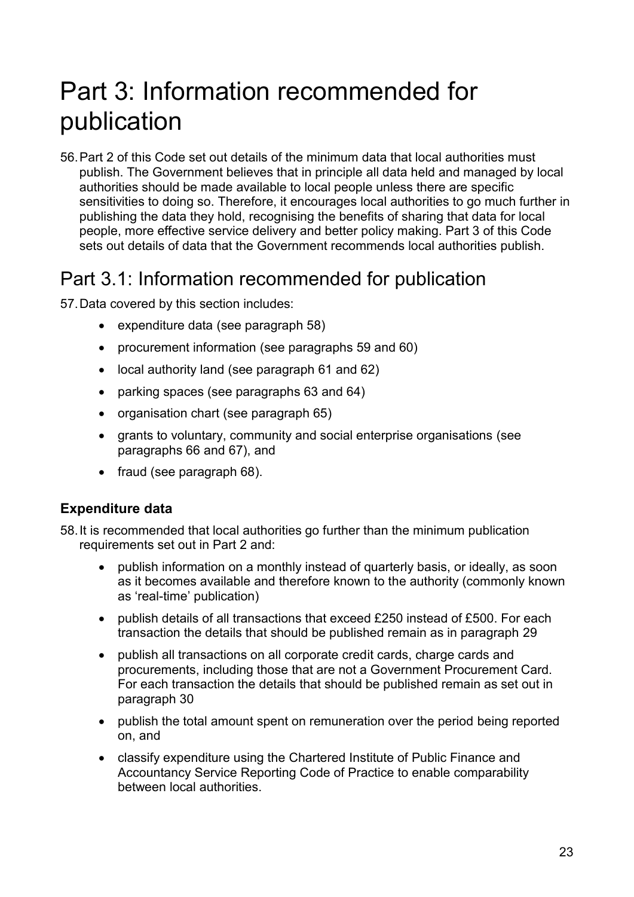# Part 3: Information recommended for publication

56. Part 2 of this Code set out details of the minimum data that local authorities must publish. The Government believes that in principle all data held and managed by local authorities should be made available to local people unless there are specific sensitivities to doing so. Therefore, it encourages local authorities to go much further in publishing the data they hold, recognising the benefits of sharing that data for local people, more effective service delivery and better policy making. Part 3 of this Code sets out details of data that the Government recommends local authorities publish.

## Part 3.1: Information recommended for publication

57. Data covered by this section includes:

    - expenditure data (see paragraph 58)
    - procurement information (see paragraphs 59 and 60)
    - local authority land (see paragraph 61 and 62)
    - parking spaces (see paragraphs 63 and 64)
    - organisation chart (see paragraph 65)
    - grants to voluntary, community and social enterprise organisations (see paragraphs 66 and 67), and
    - fraud (see paragraph 68).

### Expenditure data

58. It is recommended that local authorities go further than the minimum publication requirements set out in Part 2 and:

    - publish information on a monthly instead of quarterly basis, or ideally, as soon as it becomes available and therefore known to the authority (commonly known as 'real-time' publication)
    - publish details of all transactions that exceed £250 instead of £500. For each transaction the details that should be published remain as in paragraph 29
    - publish all transactions on all corporate credit cards, charge cards and procurements, including those that are not a Government Procurement Card. For each transaction the details that should be published remain as set out in paragraph 30
    - publish the total amount spent on remuneration over the period being reported on, and
    - classify expenditure using the Chartered Institute of Public Finance and Accountancy Service Reporting Code of Practice to enable comparability between local authorities.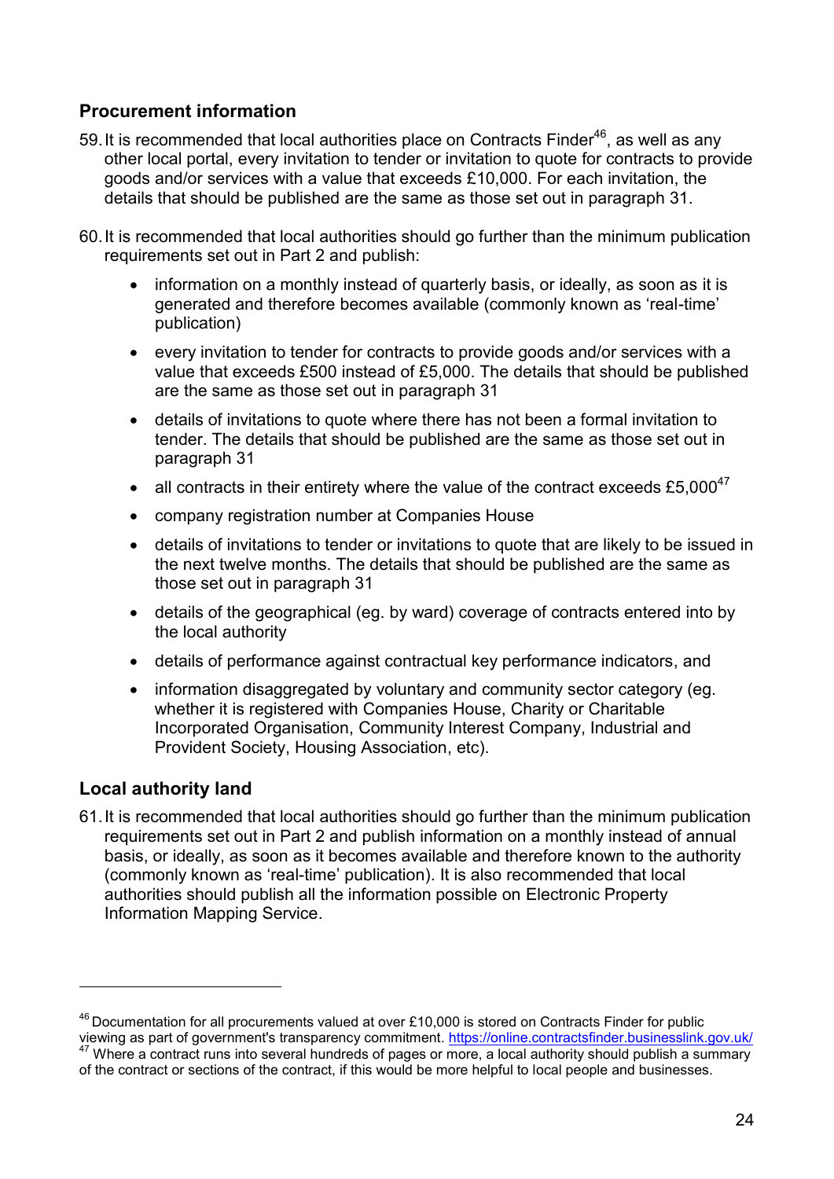## Procurement information

59. It is recommended that local authorities place on Contracts Finder[46], as well as any other local portal, every invitation to tender or invitation to quote for contracts to provide goods and/or services with a value that exceeds £10,000. For each invitation, the details that should be published are the same as those set out in paragraph 31.

60. It is recommended that local authorities should go further than the minimum publication requirements set out in Part 2 and publish:

    - information on a monthly instead of quarterly basis, or ideally, as soon as it is generated and therefore becomes available (commonly known as 'real-time' publication)
    - every invitation to tender for contracts to provide goods and/or services with a value that exceeds £500 instead of £5,000. The details that should be published are the same as those set out in paragraph 31
    - details of invitations to quote where there has not been a formal invitation to tender. The details that should be published are the same as those set out in paragraph 31
    - all contracts in their entirety where the value of the contract exceeds £5,000[47]
    - company registration number at Companies House
    - details of invitations to tender or invitations to quote that are likely to be issued in the next twelve months. The details that should be published are the same as those set out in paragraph 31
    - details of the geographical (eg. by ward) coverage of contracts entered into by the local authority
    - details of performance against contractual key performance indicators, and
    - information disaggregated by voluntary and community sector category (eg. whether it is registered with Companies House, Charity or Charitable Incorporated Organisation, Community Interest Company, Industrial and Provident Society, Housing Association, etc).

## Local authority land

61. It is recommended that local authorities should go further than the minimum publication requirements set out in Part 2 and publish information on a monthly instead of annual basis, or ideally, as soon as it becomes available and therefore known to the authority (commonly known as 'real-time' publication). It is also recommended that local authorities should publish all the information possible on Electronic Property Information Mapping Service.

---

[46] Documentation for all procurements valued at over £10,000 is stored on Contracts Finder for public viewing as part of government's transparency commitment. https://online.contractsfinder.businesslink.gov.uk/

[47] Where a contract runs into several hundreds of pages or more, a local authority should publish a summary of the contract or sections of the contract, if this would be more helpful to local people and businesses.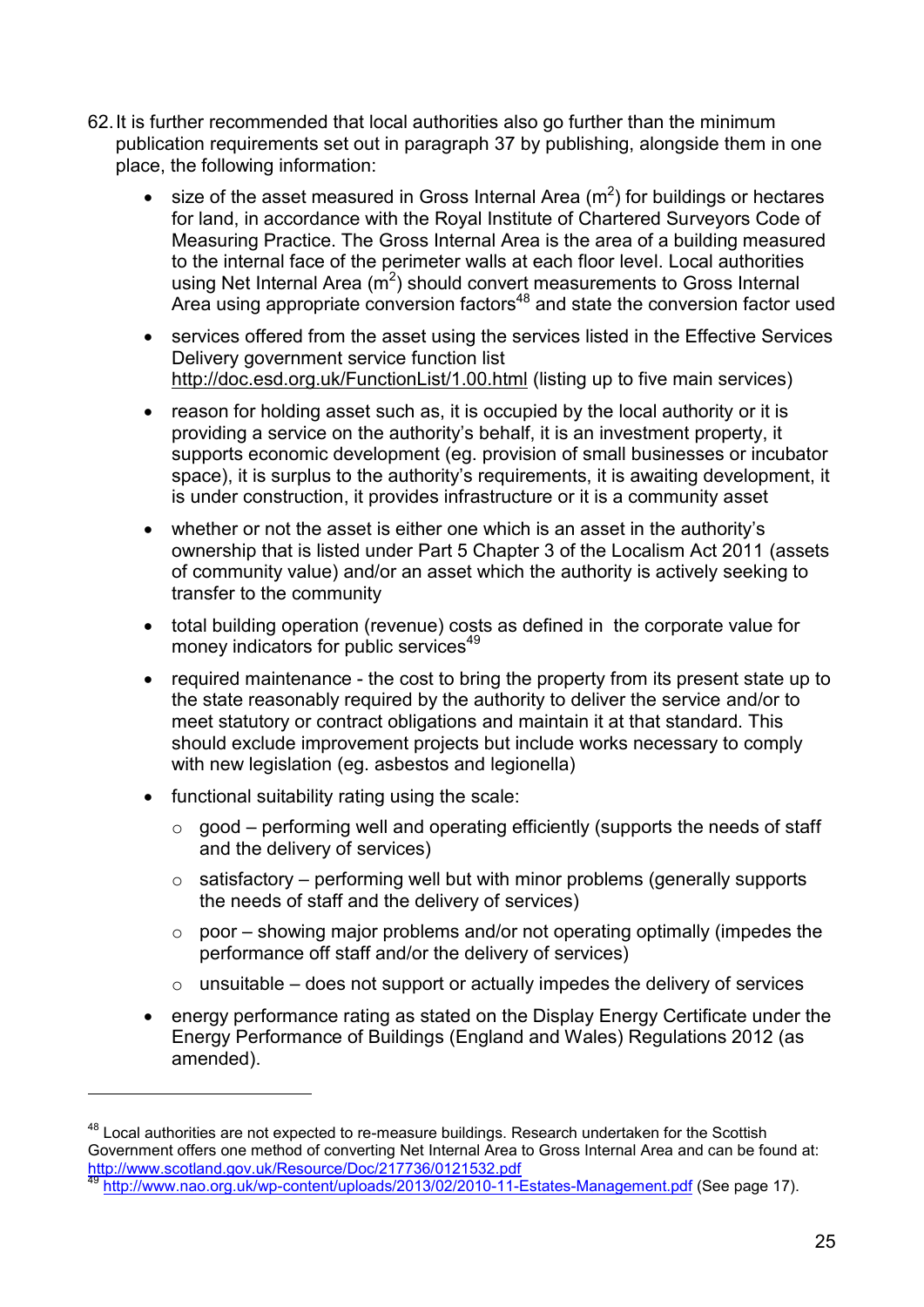62. It is further recommended that local authorities also go further than the minimum publication requirements set out in paragraph 37 by publishing, alongside them in one place, the following information:

    - size of the asset measured in Gross Internal Area ($m^2$) for buildings or hectares for land, in accordance with the Royal Institute of Chartered Surveyors Code of Measuring Practice. The Gross Internal Area is the area of a building measured to the internal face of the perimeter walls at each floor level. Local authorities using Net Internal Area ($m^2$) should convert measurements to Gross Internal Area using appropriate conversion factors[48] and state the conversion factor used

    - services offered from the asset using the services listed in the Effective Services Delivery government service function list http://doc.esd.org.uk/FunctionList/1.00.html (listing up to five main services)

    - reason for holding asset such as, it is occupied by the local authority or it is providing a service on the authority's behalf, it is an investment property, it supports economic development (eg. provision of small businesses or incubator space), it is surplus to the authority's requirements, it is awaiting development, it is under construction, it provides infrastructure or it is a community asset

    - whether or not the asset is either one which is an asset in the authority's ownership that is listed under Part 5 Chapter 3 of the Localism Act 2011 (assets of community value) and/or an asset which the authority is actively seeking to transfer to the community

    - total building operation (revenue) costs as defined in the corporate value for money indicators for public services[49]

    - required maintenance - the cost to bring the property from its present state up to the state reasonably required by the authority to deliver the service and/or to meet statutory or contract obligations and maintain it at that standard. This should exclude improvement projects but include works necessary to comply with new legislation (eg. asbestos and legionella)

    - functional suitability rating using the scale:

        - good – performing well and operating efficiently (supports the needs of staff and the delivery of services)

        - satisfactory – performing well but with minor problems (generally supports the needs of staff and the delivery of services)

        - poor – showing major problems and/or not operating optimally (impedes the performance off staff and/or the delivery of services)

        - unsuitable – does not support or actually impedes the delivery of services

    - energy performance rating as stated on the Display Energy Certificate under the Energy Performance of Buildings (England and Wales) Regulations 2012 (as amended).

---

[48] Local authorities are not expected to re-measure buildings. Research undertaken for the Scottish Government offers one method of converting Net Internal Area to Gross Internal Area and can be found at: http://www.scotland.gov.uk/Resource/Doc/217736/0121532.pdf

[49] http://www.nao.org.uk/wp-content/uploads/2013/02/2010-11-Estates-Management.pdf (See page 17).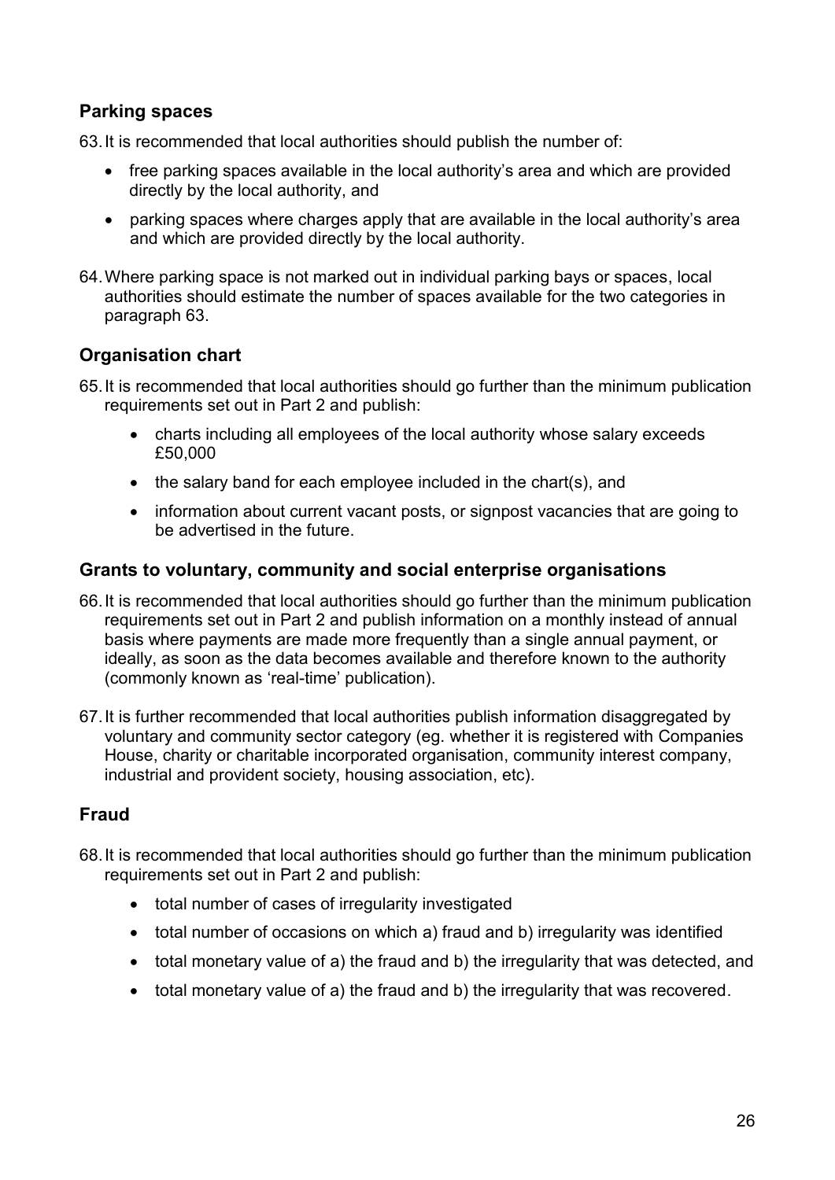## Parking spaces

63. It is recommended that local authorities should publish the number of:

    - free parking spaces available in the local authority's area and which are provided directly by the local authority, and
    - parking spaces where charges apply that are available in the local authority's area and which are provided directly by the local authority.

64. Where parking space is not marked out in individual parking bays or spaces, local authorities should estimate the number of spaces available for the two categories in paragraph 63.

## Organisation chart

65. It is recommended that local authorities should go further than the minimum publication requirements set out in Part 2 and publish:

    - charts including all employees of the local authority whose salary exceeds £50,000
    - the salary band for each employee included in the chart(s), and
    - information about current vacant posts, or signpost vacancies that are going to be advertised in the future.

## Grants to voluntary, community and social enterprise organisations

66. It is recommended that local authorities should go further than the minimum publication requirements set out in Part 2 and publish information on a monthly instead of annual basis where payments are made more frequently than a single annual payment, or ideally, as soon as the data becomes available and therefore known to the authority (commonly known as 'real-time' publication).

67. It is further recommended that local authorities publish information disaggregated by voluntary and community sector category (eg. whether it is registered with Companies House, charity or charitable incorporated organisation, community interest company, industrial and provident society, housing association, etc).

## Fraud

68. It is recommended that local authorities should go further than the minimum publication requirements set out in Part 2 and publish:

    - total number of cases of irregularity investigated
    - total number of occasions on which a) fraud and b) irregularity was identified
    - total monetary value of a) the fraud and b) the irregularity that was detected, and
    - total monetary value of a) the fraud and b) the irregularity that was recovered.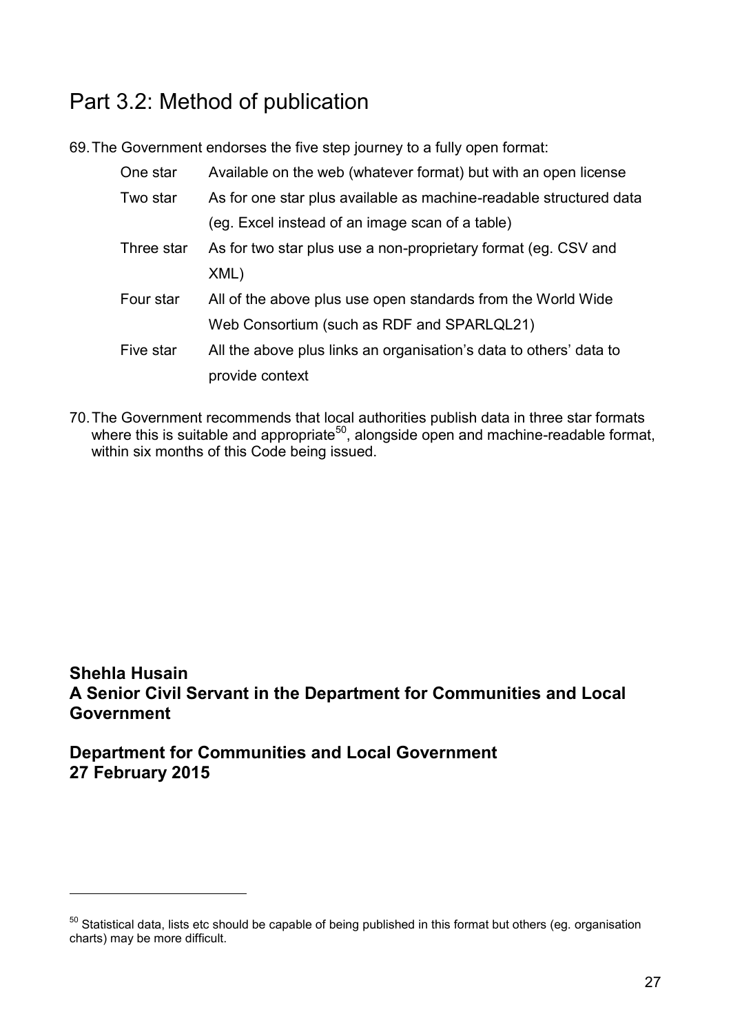# Part 3.2: Method of publication

69. The Government endorses the five step journey to a fully open format:

| | |
|---|---|
| One star | Available on the web (whatever format) but with an open license |
| Two star | As for one star plus available as machine-readable structured data (eg. Excel instead of an image scan of a table) |
| Three star | As for two star plus use a non-proprietary format (eg. CSV and XML) |
| Four star | All of the above plus use open standards from the World Wide Web Consortium (such as RDF and SPARLQL21) |
| Five star | All the above plus links an organisation's data to others' data to provide context |

70. The Government recommends that local authorities publish data in three star formats where this is suitable and appropriate[50], alongside open and machine-readable format, within six months of this Code being issued.

**Shehla Husain**
**A Senior Civil Servant in the Department for Communities and Local Government**

**Department for Communities and Local Government**
**27 February 2015**

---

[50] Statistical data, lists etc should be capable of being published in this format but others (eg. organisation charts) may be more difficult.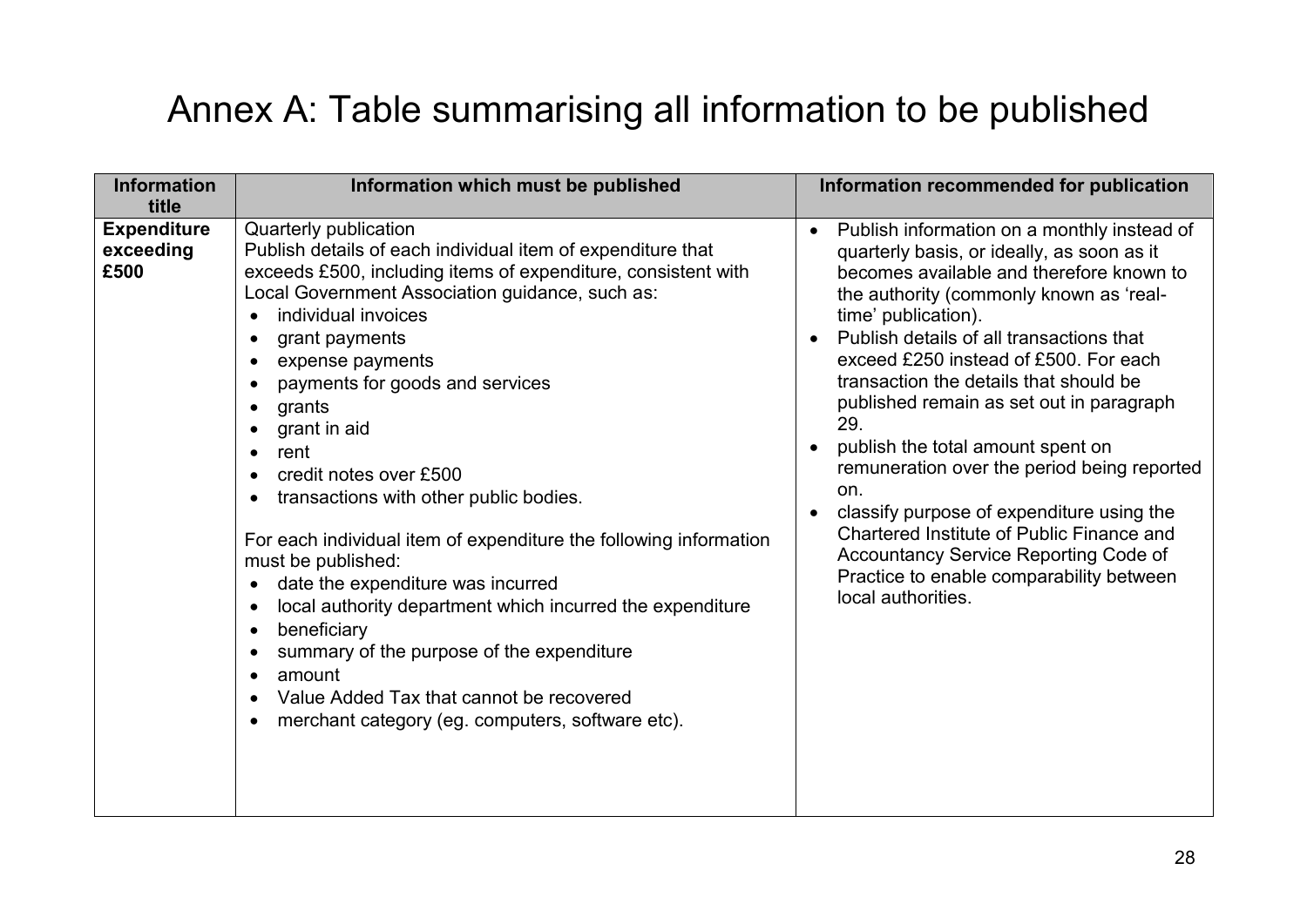# Annex A: Table summarising all information to be published

| Information title | Information which must be published | Information recommended for publication |
|---|---|---|
| **Expenditure exceeding £500** | Quarterly publication<br>Publish details of each individual item of expenditure that exceeds £500, including items of expenditure, consistent with Local Government Association guidance, such as:<br>• individual invoices<br>• grant payments<br>• expense payments<br>• payments for goods and services<br>• grants<br>• grant in aid<br>• rent<br>• credit notes over £500<br>• transactions with other public bodies.<br><br>For each individual item of expenditure the following information must be published:<br>• date the expenditure was incurred<br>• local authority department which incurred the expenditure<br>• beneficiary<br>• summary of the purpose of the expenditure<br>• amount<br>• Value Added Tax that cannot be recovered<br>• merchant category (eg. computers, software etc). | • Publish information on a monthly instead of quarterly basis, or ideally, as soon as it becomes available and therefore known to the authority (commonly known as 'real-time' publication).<br>• Publish details of all transactions that exceed £250 instead of £500. For each transaction the details that should be published remain as set out in paragraph 29.<br>• publish the total amount spent on remuneration over the period being reported on.<br>• classify purpose of expenditure using the Chartered Institute of Public Finance and Accountancy Service Reporting Code of Practice to enable comparability between local authorities. |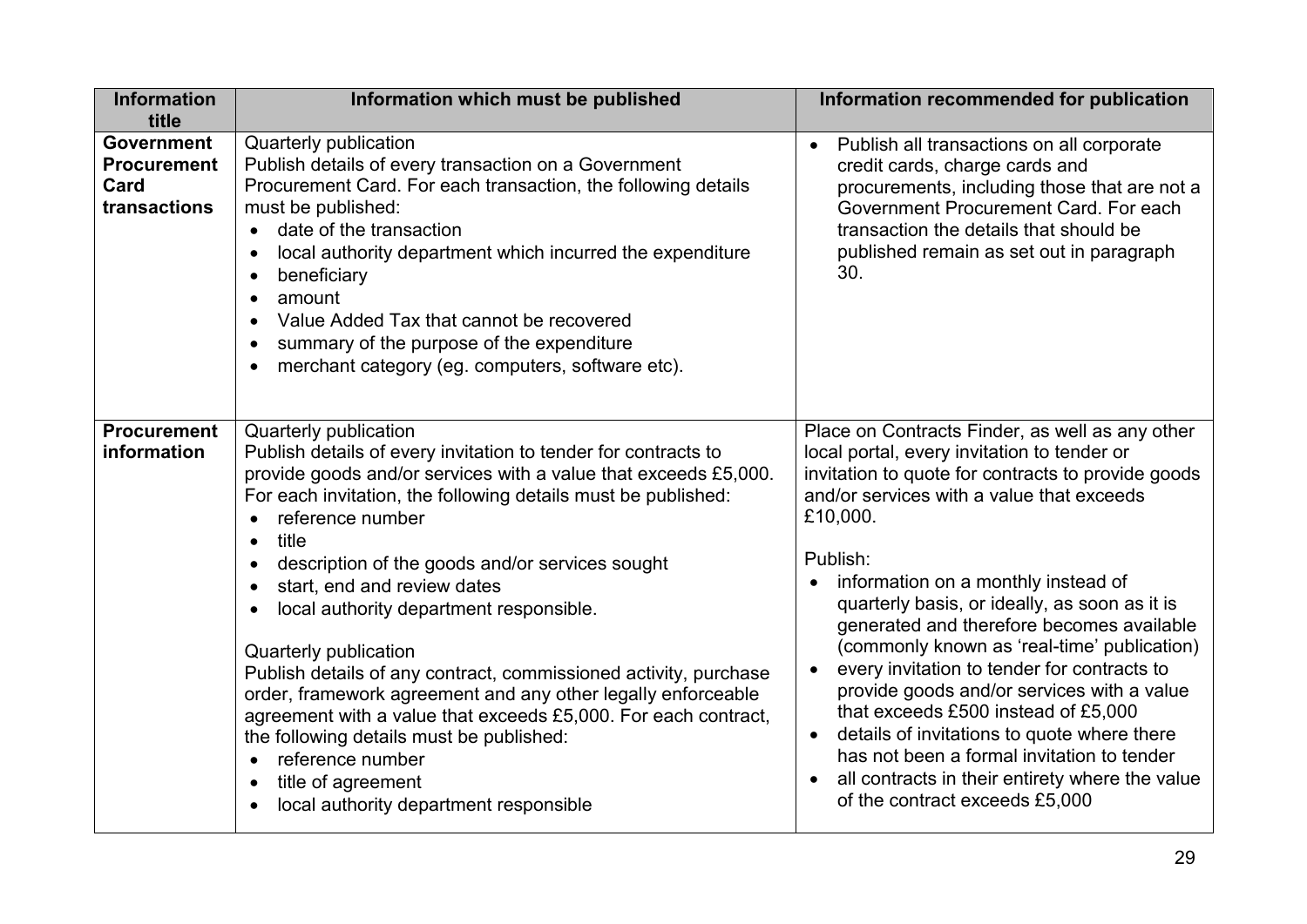| Information title | Information which must be published | Information recommended for publication |
|---|---|---|
| **Government Procurement Card transactions** | Quarterly publication<br>Publish details of every transaction on a Government Procurement Card. For each transaction, the following details must be published:<br>• date of the transaction<br>• local authority department which incurred the expenditure<br>• beneficiary<br>• amount<br>• Value Added Tax that cannot be recovered<br>• summary of the purpose of the expenditure<br>• merchant category (eg. computers, software etc). | • Publish all transactions on all corporate credit cards, charge cards and procurements, including those that are not a Government Procurement Card. For each transaction the details that should be published remain as set out in paragraph 30. |
| **Procurement information** | Quarterly publication<br>Publish details of every invitation to tender for contracts to provide goods and/or services with a value that exceeds £5,000. For each invitation, the following details must be published:<br>• reference number<br>• title<br>• description of the goods and/or services sought<br>• start, end and review dates<br>• local authority department responsible.<br><br>Quarterly publication<br>Publish details of any contract, commissioned activity, purchase order, framework agreement and any other legally enforceable agreement with a value that exceeds £5,000. For each contract, the following details must be published:<br>• reference number<br>• title of agreement<br>• local authority department responsible | Place on Contracts Finder, as well as any other local portal, every invitation to tender or invitation to quote for contracts to provide goods and/or services with a value that exceeds £10,000.<br><br>Publish:<br>• information on a monthly instead of quarterly basis, or ideally, as soon as it is generated and therefore becomes available (commonly known as 'real-time' publication)<br>• every invitation to tender for contracts to provide goods and/or services with a value that exceeds £500 instead of £5,000<br>• details of invitations to quote where there has not been a formal invitation to tender<br>• all contracts in their entirety where the value of the contract exceeds £5,000 |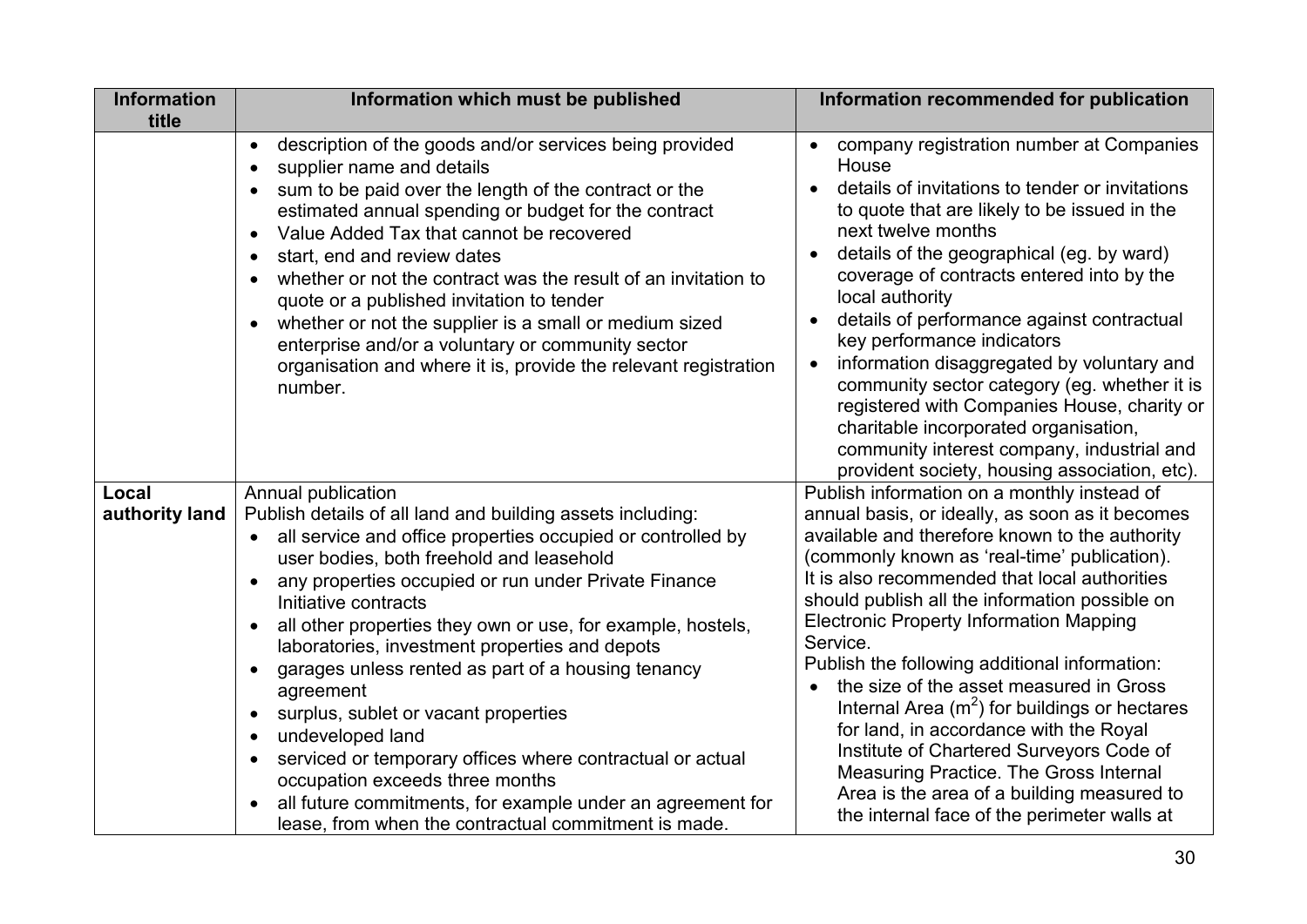| Information title | Information which must be published | Information recommended for publication |
|---|---|---|
| | • description of the goods and/or services being provided<br>• supplier name and details<br>• sum to be paid over the length of the contract or the estimated annual spending or budget for the contract<br>• Value Added Tax that cannot be recovered<br>• start, end and review dates<br>• whether or not the contract was the result of an invitation to quote or a published invitation to tender<br>• whether or not the supplier is a small or medium sized enterprise and/or a voluntary or community sector organisation and where it is, provide the relevant registration number. | • company registration number at Companies House<br>• details of invitations to tender or invitations to quote that are likely to be issued in the next twelve months<br>• details of the geographical (eg. by ward) coverage of contracts entered into by the local authority<br>• details of performance against contractual key performance indicators<br>• information disaggregated by voluntary and community sector category (eg. whether it is registered with Companies House, charity or charitable incorporated organisation, community interest company, industrial and provident society, housing association, etc). |
| **Local authority land** | Annual publication<br>Publish details of all land and building assets including:<br>• all service and office properties occupied or controlled by user bodies, both freehold and leasehold<br>• any properties occupied or run under Private Finance Initiative contracts<br>• all other properties they own or use, for example, hostels, laboratories, investment properties and depots<br>• garages unless rented as part of a housing tenancy agreement<br>• surplus, sublet or vacant properties<br>• undeveloped land<br>• serviced or temporary offices where contractual or actual occupation exceeds three months<br>• all future commitments, for example under an agreement for lease, from when the contractual commitment is made. | Publish information on a monthly instead of annual basis, or ideally, as soon as it becomes available and therefore known to the authority (commonly known as 'real-time' publication). It is also recommended that local authorities should publish all the information possible on Electronic Property Information Mapping Service.<br>Publish the following additional information:<br>• the size of the asset measured in Gross Internal Area ($m^2$) for buildings or hectares for land, in accordance with the Royal Institute of Chartered Surveyors Code of Measuring Practice. The Gross Internal Area is the area of a building measured to the internal face of the perimeter walls at |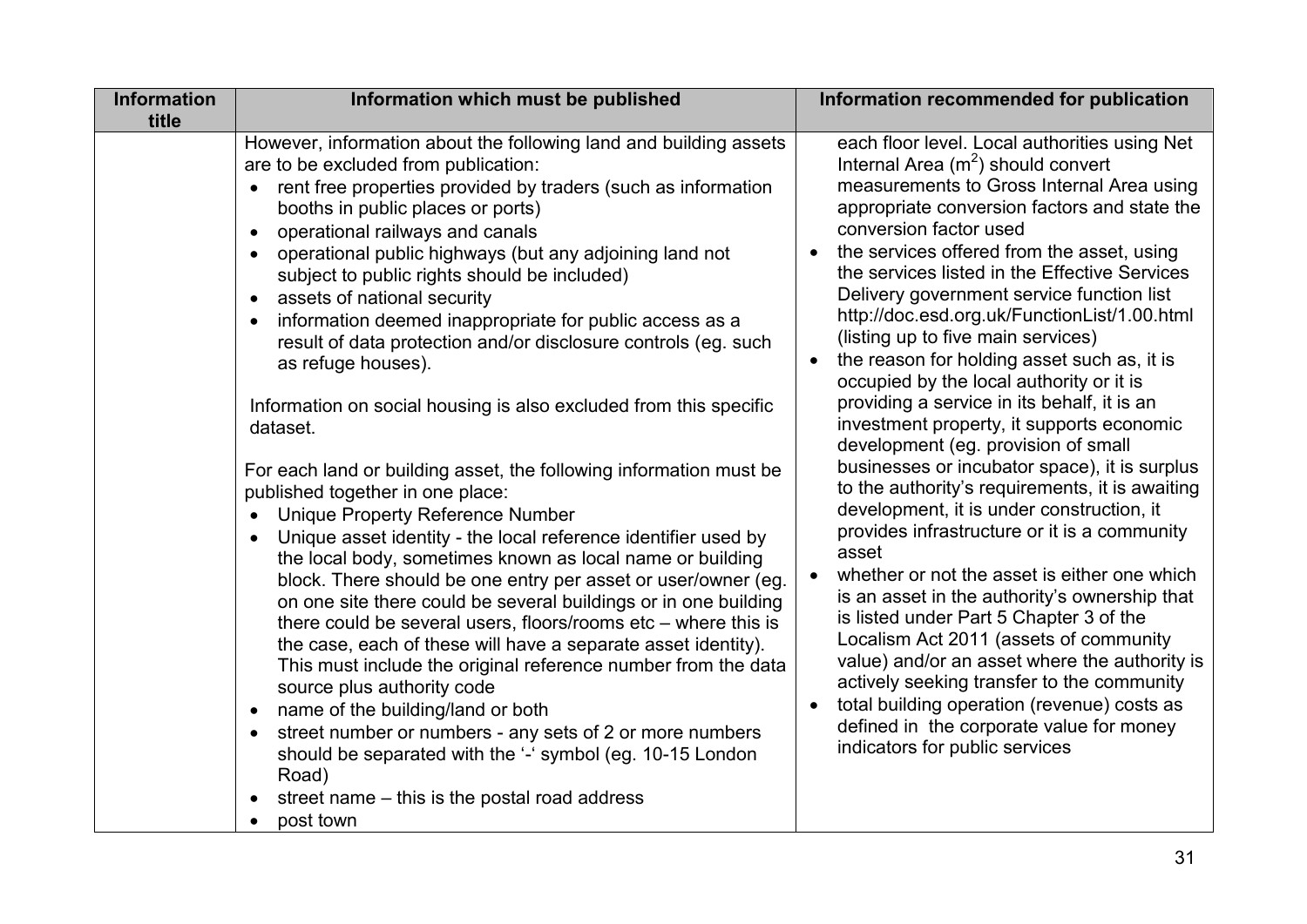| Information title | Information which must be published | Information recommended for publication |
| --- | --- | --- |
| | However, information about the following land and building assets are to be excluded from publication:<br>• rent free properties provided by traders (such as information booths in public places or ports)<br>• operational railways and canals<br>• operational public highways (but any adjoining land not subject to public rights should be included)<br>• assets of national security<br>• information deemed inappropriate for public access as a result of data protection and/or disclosure controls (eg. such as refuge houses).<br><br>Information on social housing is also excluded from this specific dataset.<br><br>For each land or building asset, the following information must be published together in one place:<br>• Unique Property Reference Number<br>• Unique asset identity - the local reference identifier used by the local body, sometimes known as local name or building block. There should be one entry per asset or user/owner (eg. on one site there could be several buildings or in one building there could be several users, floors/rooms etc – where this is the case, each of these will have a separate asset identity). This must include the original reference number from the data source plus authority code<br>• name of the building/land or both<br>• street number or numbers - any sets of 2 or more numbers should be separated with the '-' symbol (eg. 10-15 London Road)<br>• street name – this is the postal road address<br>• post town | each floor level. Local authorities using Net Internal Area ($m^2$) should convert measurements to Gross Internal Area using appropriate conversion factors and state the conversion factor used<br>• the services offered from the asset, using the services listed in the Effective Services Delivery government service function list http://doc.esd.org.uk/FunctionList/1.00.html (listing up to five main services)<br>• the reason for holding asset such as, it is occupied by the local authority or it is providing a service in its behalf, it is an investment property, it supports economic development (eg. provision of small businesses or incubator space), it is surplus to the authority's requirements, it is awaiting development, it is under construction, it provides infrastructure or it is a community asset<br>• whether or not the asset is either one which is an asset in the authority's ownership that is listed under Part 5 Chapter 3 of the Localism Act 2011 (assets of community value) and/or an asset where the authority is actively seeking transfer to the community<br>• total building operation (revenue) costs as defined in the corporate value for money indicators for public services |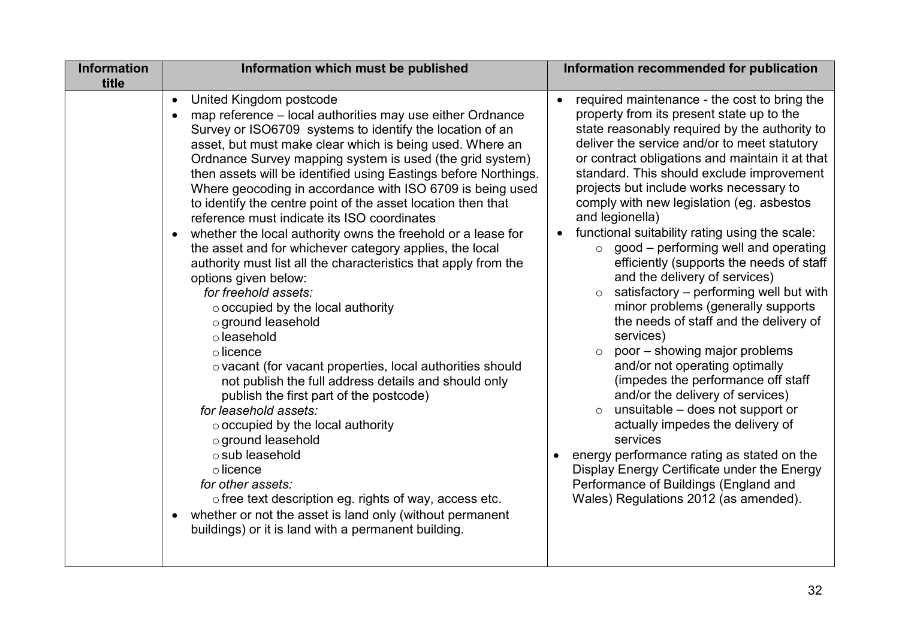| Information title | Information which must be published | Information recommended for publication |
|---|---|---|
| | • United Kingdom postcode<br>• map reference – local authorities may use either Ordnance Survey or ISO6709 systems to identify the location of an asset, but must make clear which is being used. Where an Ordnance Survey mapping system is used (the grid system) then assets will be identified using Eastings before Northings. Where geocoding in accordance with ISO 6709 is being used to identify the centre point of the asset location then that reference must indicate its ISO coordinates<br>• whether the local authority owns the freehold or a lease for the asset and for whichever category applies, the local authority must list all the characteristics that apply from the options given below:<br>*for freehold assets:*<br>○ occupied by the local authority<br>○ ground leasehold<br>○ leasehold<br>○ licence<br>○ vacant (for vacant properties, local authorities should not publish the full address details and should only publish the first part of the postcode)<br>*for leasehold assets:*<br>○ occupied by the local authority<br>○ ground leasehold<br>○ sub leasehold<br>○ licence<br>*for other assets:*<br>○ free text description eg. rights of way, access etc.<br>• whether or not the asset is land only (without permanent buildings) or it is land with a permanent building. | • required maintenance - the cost to bring the property from its present state up to the state reasonably required by the authority to deliver the service and/or to meet statutory or contract obligations and maintain it at that standard. This should exclude improvement projects but include works necessary to comply with new legislation (eg. asbestos and legionella)<br>• functional suitability rating using the scale:<br>○ good – performing well and operating efficiently (supports the needs of staff and the delivery of services)<br>○ satisfactory – performing well but with minor problems (generally supports the needs of staff and the delivery of services)<br>○ poor – showing major problems and/or not operating optimally (impedes the performance off staff and/or the delivery of services)<br>○ unsuitable – does not support or actually impedes the delivery of services<br>• energy performance rating as stated on the Display Energy Certificate under the Energy Performance of Buildings (England and Wales) Regulations 2012 (as amended). |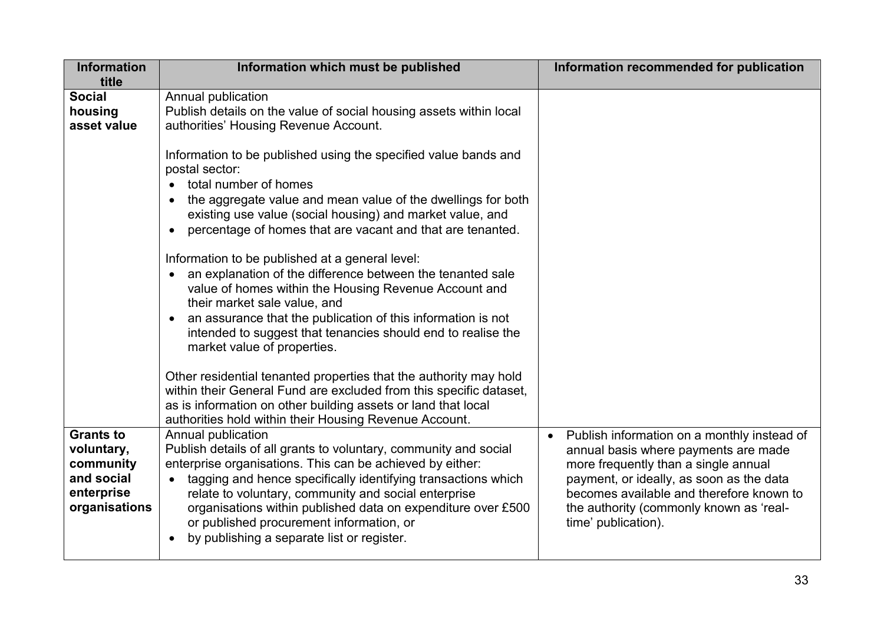| Information title | Information which must be published | Information recommended for publication |
|---|---|---|
| **Social housing asset value** | Annual publication<br>Publish details on the value of social housing assets within local authorities' Housing Revenue Account.<br><br>Information to be published using the specified value bands and postal sector:<br>• total number of homes<br>• the aggregate value and mean value of the dwellings for both existing use value (social housing) and market value, and<br>• percentage of homes that are vacant and that are tenanted.<br><br>Information to be published at a general level:<br>• an explanation of the difference between the tenanted sale value of homes within the Housing Revenue Account and their market sale value, and<br>• an assurance that the publication of this information is not intended to suggest that tenancies should end to realise the market value of properties.<br><br>Other residential tenanted properties that the authority may hold within their General Fund are excluded from this specific dataset, as is information on other building assets or land that local authorities hold within their Housing Revenue Account. | |
| **Grants to voluntary, community and social enterprise organisations** | Annual publication<br>Publish details of all grants to voluntary, community and social enterprise organisations. This can be achieved by either:<br>• tagging and hence specifically identifying transactions which relate to voluntary, community and social enterprise organisations within published data on expenditure over £500 or published procurement information, or<br>• by publishing a separate list or register. | • Publish information on a monthly instead of annual basis where payments are made more frequently than a single annual payment, or ideally, as soon as the data becomes available and therefore known to the authority (commonly known as 'real-time' publication). |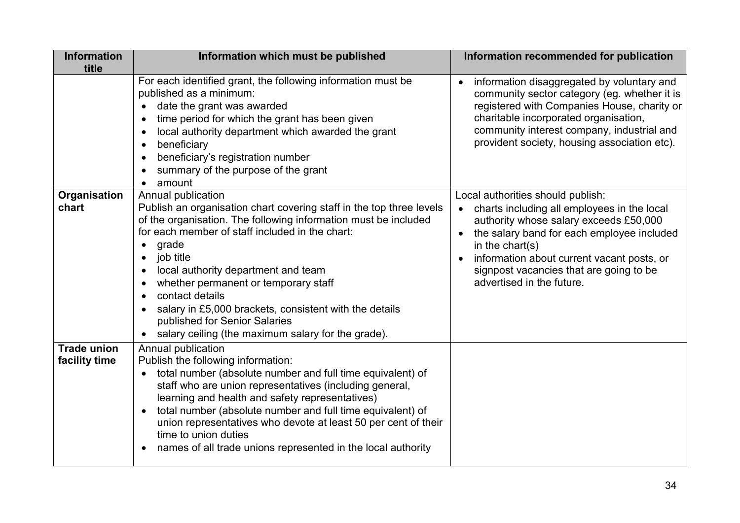| Information title | Information which must be published | Information recommended for publication |
| --- | --- | --- |
| | For each identified grant, the following information must be published as a minimum:<br>• date the grant was awarded<br>• time period for which the grant has been given<br>• local authority department which awarded the grant<br>• beneficiary<br>• beneficiary's registration number<br>• summary of the purpose of the grant<br>• amount | • information disaggregated by voluntary and community sector category (eg. whether it is registered with Companies House, charity or charitable incorporated organisation, community interest company, industrial and provident society, housing association etc). |
| **Organisation chart** | Annual publication<br>Publish an organisation chart covering staff in the top three levels of the organisation. The following information must be included for each member of staff included in the chart:<br>• grade<br>• job title<br>• local authority department and team<br>• whether permanent or temporary staff<br>• contact details<br>• salary in £5,000 brackets, consistent with the details published for Senior Salaries<br>• salary ceiling (the maximum salary for the grade). | Local authorities should publish:<br>• charts including all employees in the local authority whose salary exceeds £50,000<br>• the salary band for each employee included in the chart(s)<br>• information about current vacant posts, or signpost vacancies that are going to be advertised in the future. |
| **Trade union facility time** | Annual publication<br>Publish the following information:<br>• total number (absolute number and full time equivalent) of staff who are union representatives (including general, learning and health and safety representatives)<br>• total number (absolute number and full time equivalent) of union representatives who devote at least 50 per cent of their time to union duties<br>• names of all trade unions represented in the local authority | |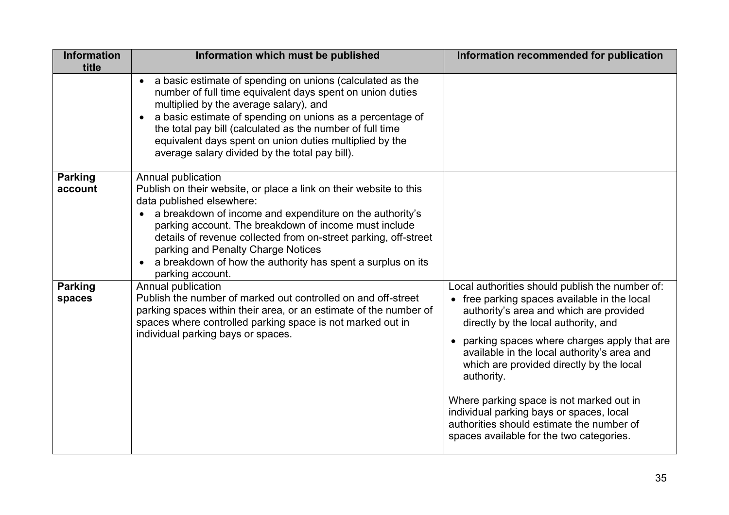| Information title | Information which must be published | Information recommended for publication |
| --- | --- | --- |
| | • a basic estimate of spending on unions (calculated as the number of full time equivalent days spent on union duties multiplied by the average salary), and<br>• a basic estimate of spending on unions as a percentage of the total pay bill (calculated as the number of full time equivalent days spent on union duties multiplied by the average salary divided by the total pay bill). | |
| **Parking account** | Annual publication<br>Publish on their website, or place a link on their website to this data published elsewhere:<br>• a breakdown of income and expenditure on the authority's parking account. The breakdown of income must include details of revenue collected from on-street parking, off-street parking and Penalty Charge Notices<br>• a breakdown of how the authority has spent a surplus on its parking account. | |
| **Parking spaces** | Annual publication<br>Publish the number of marked out controlled on and off-street parking spaces within their area, or an estimate of the number of spaces where controlled parking space is not marked out in individual parking bays or spaces. | Local authorities should publish the number of:<br>• free parking spaces available in the local authority's area and which are provided directly by the local authority, and<br>• parking spaces where charges apply that are available in the local authority's area and which are provided directly by the local authority.<br><br>Where parking space is not marked out in individual parking bays or spaces, local authorities should estimate the number of spaces available for the two categories. |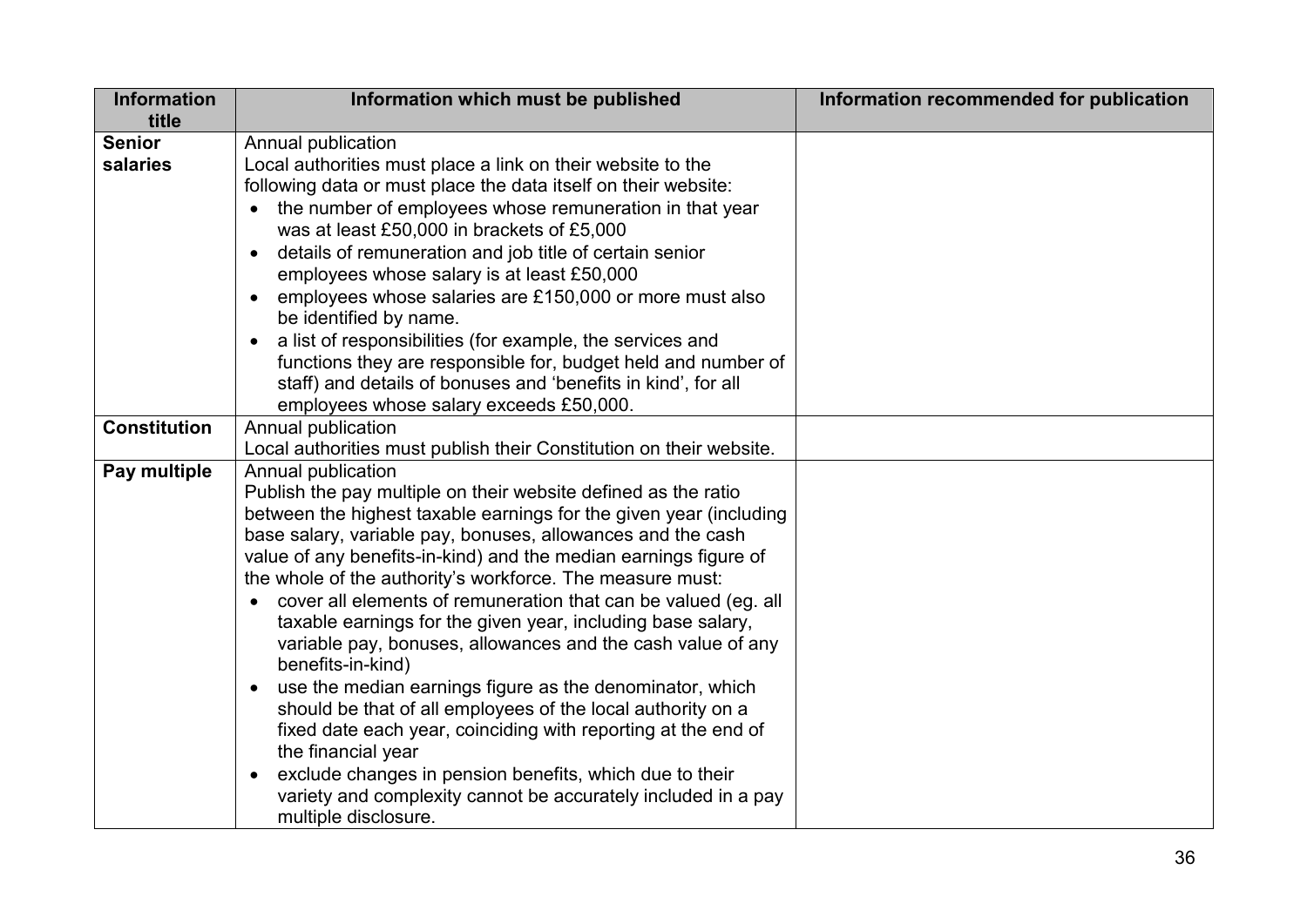| Information title | Information which must be published | Information recommended for publication |
|---|---|---|
| **Senior salaries** | Annual publication<br>Local authorities must place a link on their website to the following data or must place the data itself on their website:<br>• the number of employees whose remuneration in that year was at least £50,000 in brackets of £5,000<br>• details of remuneration and job title of certain senior employees whose salary is at least £50,000<br>• employees whose salaries are £150,000 or more must also be identified by name.<br>• a list of responsibilities (for example, the services and functions they are responsible for, budget held and number of staff) and details of bonuses and 'benefits in kind', for all employees whose salary exceeds £50,000. | |
| **Constitution** | Annual publication<br>Local authorities must publish their Constitution on their website. | |
| **Pay multiple** | Annual publication<br>Publish the pay multiple on their website defined as the ratio between the highest taxable earnings for the given year (including base salary, variable pay, bonuses, allowances and the cash value of any benefits-in-kind) and the median earnings figure of the whole of the authority's workforce. The measure must:<br>• cover all elements of remuneration that can be valued (eg. all taxable earnings for the given year, including base salary, variable pay, bonuses, allowances and the cash value of any benefits-in-kind)<br>• use the median earnings figure as the denominator, which should be that of all employees of the local authority on a fixed date each year, coinciding with reporting at the end of the financial year<br>• exclude changes in pension benefits, which due to their variety and complexity cannot be accurately included in a pay multiple disclosure. | |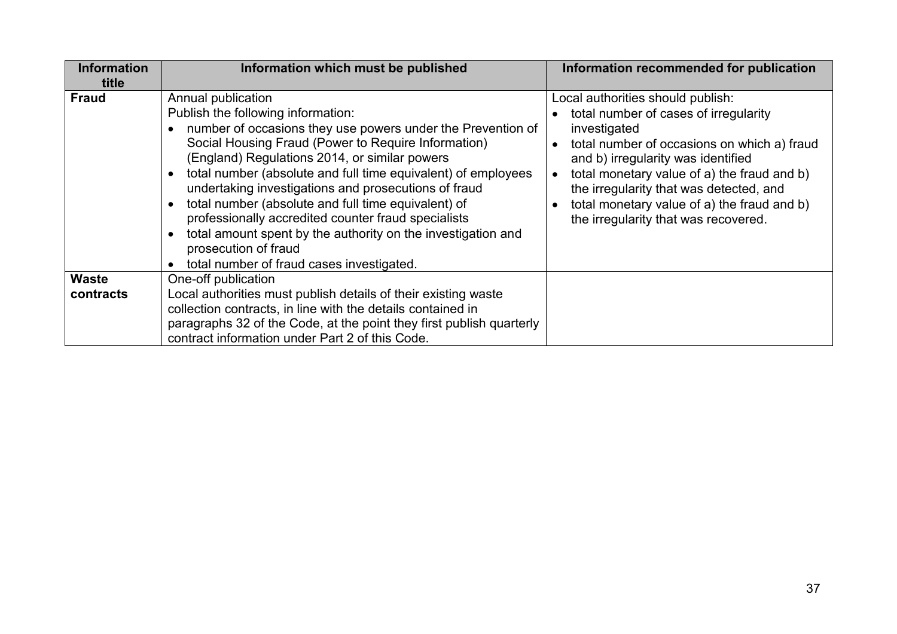| Information title | Information which must be published | Information recommended for publication |
|---|---|---|
| **Fraud** | Annual publication<br>Publish the following information:<br>• number of occasions they use powers under the Prevention of Social Housing Fraud (Power to Require Information) (England) Regulations 2014, or similar powers<br>• total number (absolute and full time equivalent) of employees undertaking investigations and prosecutions of fraud<br>• total number (absolute and full time equivalent) of professionally accredited counter fraud specialists<br>• total amount spent by the authority on the investigation and prosecution of fraud<br>• total number of fraud cases investigated. | Local authorities should publish:<br>• total number of cases of irregularity investigated<br>• total number of occasions on which a) fraud and b) irregularity was identified<br>• total monetary value of a) the fraud and b) the irregularity that was detected, and<br>• total monetary value of a) the fraud and b) the irregularity that was recovered. |
| **Waste contracts** | One-off publication<br>Local authorities must publish details of their existing waste collection contracts, in line with the details contained in paragraphs 32 of the Code, at the point they first publish quarterly contract information under Part 2 of this Code. | |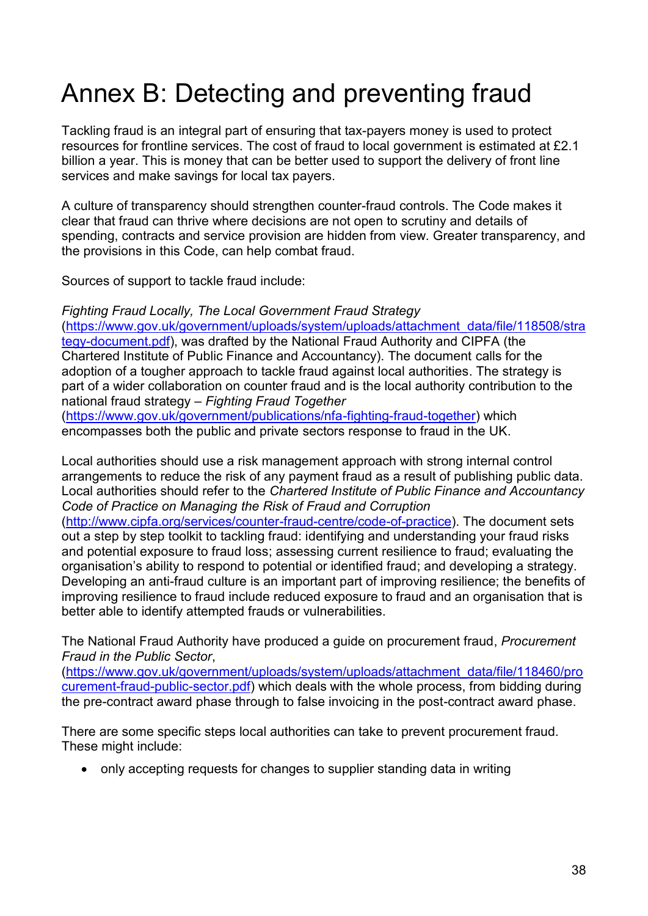# Annex B: Detecting and preventing fraud

Tackling fraud is an integral part of ensuring that tax-payers money is used to protect resources for frontline services. The cost of fraud to local government is estimated at £2.1 billion a year. This is money that can be better used to support the delivery of front line services and make savings for local tax payers.

A culture of transparency should strengthen counter-fraud controls. The Code makes it clear that fraud can thrive where decisions are not open to scrutiny and details of spending, contracts and service provision are hidden from view. Greater transparency, and the provisions in this Code, can help combat fraud.

Sources of support to tackle fraud include:

*Fighting Fraud Locally, The Local Government Fraud Strategy* (https://www.gov.uk/government/uploads/system/uploads/attachment_data/file/118508/strategy-document.pdf), was drafted by the National Fraud Authority and CIPFA (the Chartered Institute of Public Finance and Accountancy). The document calls for the adoption of a tougher approach to tackle fraud against local authorities. The strategy is part of a wider collaboration on counter fraud and is the local authority contribution to the national fraud strategy – *Fighting Fraud Together* (https://www.gov.uk/government/publications/nfa-fighting-fraud-together) which encompasses both the public and private sectors response to fraud in the UK.

Local authorities should use a risk management approach with strong internal control arrangements to reduce the risk of any payment fraud as a result of publishing public data. Local authorities should refer to the *Chartered Institute of Public Finance and Accountancy Code of Practice on Managing the Risk of Fraud and Corruption* (http://www.cipfa.org/services/counter-fraud-centre/code-of-practice). The document sets out a step by step toolkit to tackling fraud: identifying and understanding your fraud risks and potential exposure to fraud loss; assessing current resilience to fraud; evaluating the organisation's ability to respond to potential or identified fraud; and developing a strategy. Developing an anti-fraud culture is an important part of improving resilience; the benefits of improving resilience to fraud include reduced exposure to fraud and an organisation that is better able to identify attempted frauds or vulnerabilities.

The National Fraud Authority have produced a guide on procurement fraud, *Procurement Fraud in the Public Sector*, (https://www.gov.uk/government/uploads/system/uploads/attachment_data/file/118460/procurement-fraud-public-sector.pdf) which deals with the whole process, from bidding during the pre-contract award phase through to false invoicing in the post-contract award phase.

There are some specific steps local authorities can take to prevent procurement fraud. These might include:

- only accepting requests for changes to supplier standing data in writing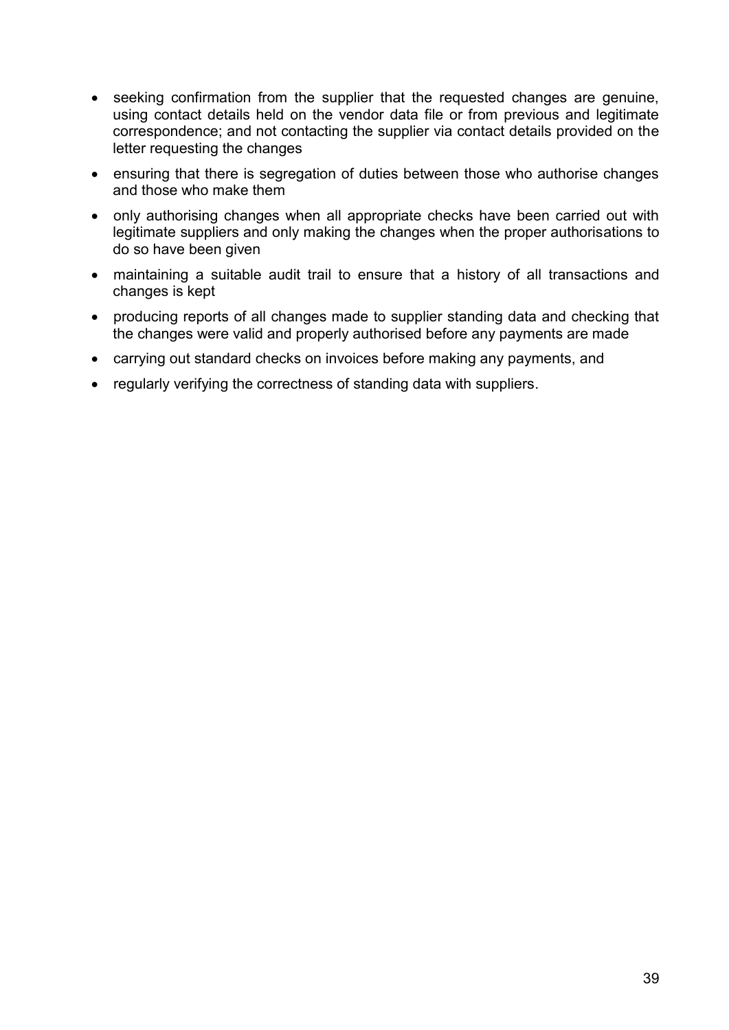- seeking confirmation from the supplier that the requested changes are genuine, using contact details held on the vendor data file or from previous and legitimate correspondence; and not contacting the supplier via contact details provided on the letter requesting the changes
- ensuring that there is segregation of duties between those who authorise changes and those who make them
- only authorising changes when all appropriate checks have been carried out with legitimate suppliers and only making the changes when the proper authorisations to do so have been given
- maintaining a suitable audit trail to ensure that a history of all transactions and changes is kept
- producing reports of all changes made to supplier standing data and checking that the changes were valid and properly authorised before any payments are made
- carrying out standard checks on invoices before making any payments, and
- regularly verifying the correctness of standing data with suppliers.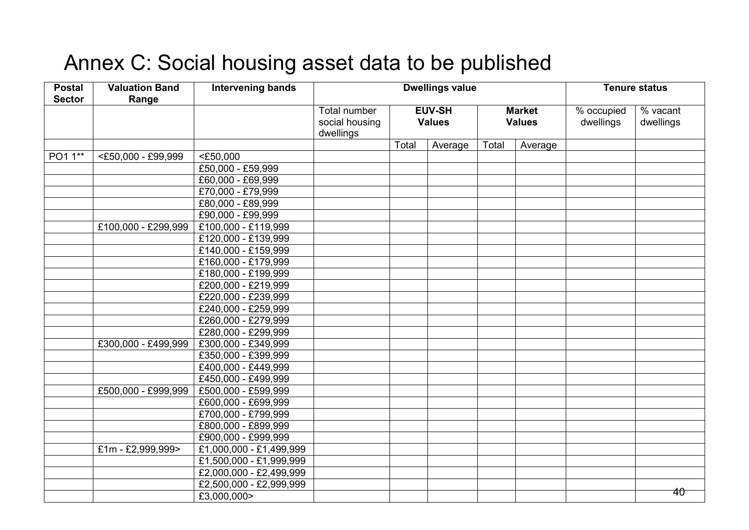# Annex C: Social housing asset data to be published

| Postal Sector | Valuation Band Range | Intervening bands | Dwellings value | | | | | Tenure status | |
|---|---|---|---|---|---|---|---|---|---|
| | | | Total number social housing dwellings | EUV-SH Values | | Market Values | | % occupied dwellings | % vacant dwellings |
| | | | | Total | Average | Total | Average | | |
| PO1 1** | <£50,000 - £99,999 | <£50,000 | | | | | | | |
| | | £50,000 - £59,999 | | | | | | | |
| | | £60,000 - £69,999 | | | | | | | |
| | | £70,000 - £79,999 | | | | | | | |
| | | £80,000 - £89,999 | | | | | | | |
| | | £90,000 - £99,999 | | | | | | | |
| | £100,000 - £299,999 | £100,000 - £119,999 | | | | | | | |
| | | £120,000 - £139,999 | | | | | | | |
| | | £140,000 - £159,999 | | | | | | | |
| | | £160,000 - £179,999 | | | | | | | |
| | | £180,000 - £199,999 | | | | | | | |
| | | £200,000 - £219,999 | | | | | | | |
| | | £220,000 - £239,999 | | | | | | | |
| | | £240,000 - £259,999 | | | | | | | |
| | | £260,000 - £279,999 | | | | | | | |
| | | £280,000 - £299,999 | | | | | | | |
| | £300,000 - £499,999 | £300,000 - £349,999 | | | | | | | |
| | | £350,000 - £399,999 | | | | | | | |
| | | £400,000 - £449,999 | | | | | | | |
| | | £450,000 - £499,999 | | | | | | | |
| | £500,000 - £999,999 | £500,000 - £599,999 | | | | | | | |
| | | £600,000 - £699,999 | | | | | | | |
| | | £700,000 - £799,999 | | | | | | | |
| | | £800,000 - £899,999 | | | | | | | |
| | | £900,000 - £999,999 | | | | | | | |
| | £1m - £2,999,999> | £1,000,000 - £1,499,999 | | | | | | | |
| | | £1,500,000 - £1,999,999 | | | | | | | |
| | | £2,000,000 - £2,499,999 | | | | | | | |
| | | £2,500,000 - £2,999,999 | | | | | | | |
| | | £3,000,000> | | | | | | | |